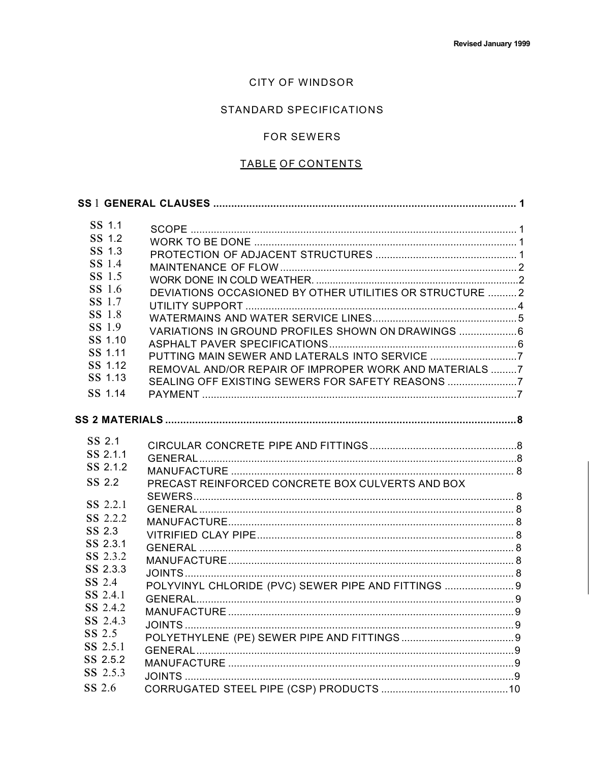Revised January 1999

# CITY OF WINDSOR

## STANDARD SPECIFICATIONS

## FOR SEWERS

## TABLE OF CONTENTS

| | | |
|---|---|---|
| **SS 1** | **GENERAL CLAUSES** | **1** |
| SS 1.1 | SCOPE | 1 |
| SS 1.2 | WORK TO BE DONE | 1 |
| SS 1.3 | PROTECTION OF ADJACENT STRUCTURES | 1 |
| SS 1.4 | MAINTENANCE OF FLOW | 2 |
| SS 1.5 | WORK DONE IN COLD WEATHER. | 2 |
| SS 1.6 | DEVIATIONS OCCASIONED BY OTHER UTILITIES OR STRUCTURE | 2 |
| SS 1.7 | UTILITY SUPPORT | 4 |
| SS 1.8 | WATERMAINS AND WATER SERVICE LINES | 5 |
| SS 1.9 | VARIATIONS IN GROUND PROFILES SHOWN ON DRAWINGS | 6 |
| SS 1.10 | ASPHALT PAVER SPECIFICATIONS | 6 |
| SS 1.11 | PUTTING MAIN SEWER AND LATERALS INTO SERVICE | 7 |
| SS 1.12 | REMOVAL AND/OR REPAIR OF IMPROPER WORK AND MATERIALS | 7 |
| SS 1.13 | SEALING OFF EXISTING SEWERS FOR SAFETY REASONS | 7 |
| SS 1.14 | PAYMENT | 7 |
| **SS 2** | **MATERIALS** | **8** |
| SS 2.1 | CIRCULAR CONCRETE PIPE AND FITTINGS | 8 |
| SS 2.1.1 | GENERAL | 8 |
| SS 2.1.2 | MANUFACTURE | 8 |
| SS 2.2 | PRECAST REINFORCED CONCRETE BOX CULVERTS AND BOX SEWERS | 8 |
| SS 2.2.1 | GENERAL | 8 |
| SS 2.2.2 | MANUFACTURE | 8 |
| SS 2.3 | VITRIFIED CLAY PIPE | 8 |
| SS 2.3.1 | GENERAL | 8 |
| SS 2.3.2 | MANUFACTURE | 8 |
| SS 2.3.3 | JOINTS | 8 |
| SS 2.4 | POLYVINYL CHLORIDE (PVC) SEWER PIPE AND FITTINGS | 9 |
| SS 2.4.1 | GENERAL | 9 |
| SS 2.4.2 | MANUFACTURE | 9 |
| SS 2.4.3 | JOINTS | 9 |
| SS 2.5 | POLYETHYLENE (PE) SEWER PIPE AND FITTINGS | 9 |
| SS 2.5.1 | GENERAL | 9 |
| SS 2.5.2 | MANUFACTURE | 9 |
| SS 2.5.3 | JOINTS | 9 |
| SS 2.6 | CORRUGATED STEEL PIPE (CSP) PRODUCTS | 10 |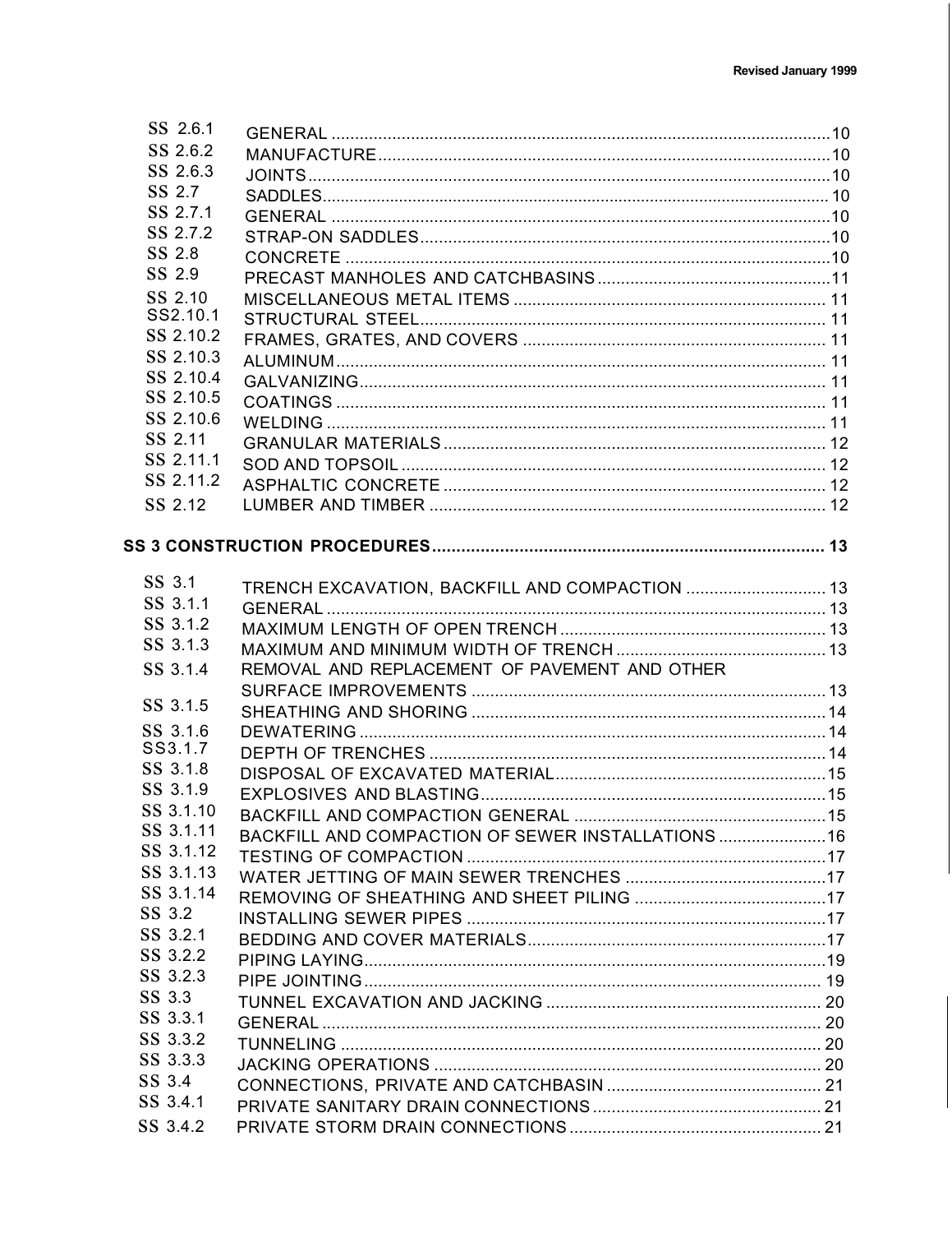| | | |
|---|---|---|
| SS 2.6.1 | GENERAL | 10 |
| SS 2.6.2 | MANUFACTURE | 10 |
| SS 2.6.3 | JOINTS | 10 |
| SS 2.7 | SADDLES | 10 |
| SS 2.7.1 | GENERAL | 10 |
| SS 2.7.2 | STRAP-ON SADDLES | 10 |
| SS 2.8 | CONCRETE | 10 |
| SS 2.9 | PRECAST MANHOLES AND CATCHBASINS | 11 |
| SS 2.10 | MISCELLANEOUS METAL ITEMS | 11 |
| SS2.10.1 | STRUCTURAL STEEL | 11 |
| SS 2.10.2 | FRAMES, GRATES, AND COVERS | 11 |
| SS 2.10.3 | ALUMINUM | 11 |
| SS 2.10.4 | GALVANIZING | 11 |
| SS 2.10.5 | COATINGS | 11 |
| SS 2.10.6 | WELDING | 11 |
| SS 2.11 | GRANULAR MATERIALS | 12 |
| SS 2.11.1 | SOD AND TOPSOIL | 12 |
| SS 2.11.2 | ASPHALTIC CONCRETE | 12 |
| SS 2.12 | LUMBER AND TIMBER | 12 |

**SS 3 CONSTRUCTION PROCEDURES** ..... 13

| | | |
|---|---|---|
| SS 3.1 | TRENCH EXCAVATION, BACKFILL AND COMPACTION | 13 |
| SS 3.1.1 | GENERAL | 13 |
| SS 3.1.2 | MAXIMUM LENGTH OF OPEN TRENCH | 13 |
| SS 3.1.3 | MAXIMUM AND MINIMUM WIDTH OF TRENCH | 13 |
| SS 3.1.4 | REMOVAL AND REPLACEMENT OF PAVEMENT AND OTHER SURFACE IMPROVEMENTS | 13 |
| SS 3.1.5 | SHEATHING AND SHORING | 14 |
| SS 3.1.6 | DEWATERING | 14 |
| SS3.1.7 | DEPTH OF TRENCHES | 14 |
| SS 3.1.8 | DISPOSAL OF EXCAVATED MATERIAL | 15 |
| SS 3.1.9 | EXPLOSIVES AND BLASTING | 15 |
| SS 3.1.10 | BACKFILL AND COMPACTION GENERAL | 15 |
| SS 3.1.11 | BACKFILL AND COMPACTION OF SEWER INSTALLATIONS | 16 |
| SS 3.1.12 | TESTING OF COMPACTION | 17 |
| SS 3.1.13 | WATER JETTING OF MAIN SEWER TRENCHES | 17 |
| SS 3.1.14 | REMOVING OF SHEATHING AND SHEET PILING | 17 |
| SS 3.2 | INSTALLING SEWER PIPES | 17 |
| SS 3.2.1 | BEDDING AND COVER MATERIALS | 17 |
| SS 3.2.2 | PIPING LAYING | 19 |
| SS 3.2.3 | PIPE JOINTING | 19 |
| SS 3.3 | TUNNEL EXCAVATION AND JACKING | 20 |
| SS 3.3.1 | GENERAL | 20 |
| SS 3.3.2 | TUNNELING | 20 |
| SS 3.3.3 | JACKING OPERATIONS | 20 |
| SS 3.4 | CONNECTIONS, PRIVATE AND CATCHBASIN | 21 |
| SS 3.4.1 | PRIVATE SANITARY DRAIN CONNECTIONS | 21 |
| SS 3.4.2 | PRIVATE STORM DRAIN CONNECTIONS | 21 |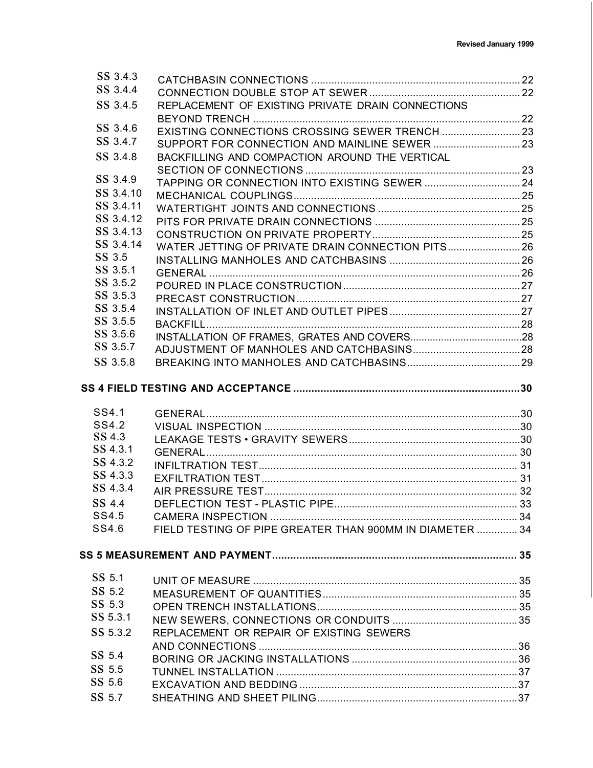| | | |
|---|---|---|
| SS 3.4.3 | CATCHBASIN CONNECTIONS | 22 |
| SS 3.4.4 | CONNECTION DOUBLE STOP AT SEWER | 22 |
| SS 3.4.5 | REPLACEMENT OF EXISTING PRIVATE DRAIN CONNECTIONS BEYOND TRENCH | 22 |
| SS 3.4.6 | EXISTING CONNECTIONS CROSSING SEWER TRENCH | 23 |
| SS 3.4.7 | SUPPORT FOR CONNECTION AND MAINLINE SEWER | 23 |
| SS 3.4.8 | BACKFILLING AND COMPACTION AROUND THE VERTICAL SECTION OF CONNECTIONS | 23 |
| SS 3.4.9 | TAPPING OR CONNECTION INTO EXISTING SEWER | 24 |
| SS 3.4.10 | MECHANICAL COUPLINGS | 25 |
| SS 3.4.11 | WATERTIGHT JOINTS AND CONNECTIONS | 25 |
| SS 3.4.12 | PITS FOR PRIVATE DRAIN CONNECTIONS | 25 |
| SS 3.4.13 | CONSTRUCTION ON PRIVATE PROPERTY | 25 |
| SS 3.4.14 | WATER JETTING OF PRIVATE DRAIN CONNECTION PITS | 26 |
| SS 3.5 | INSTALLING MANHOLES AND CATCHBASINS | 26 |
| SS 3.5.1 | GENERAL | 26 |
| SS 3.5.2 | POURED IN PLACE CONSTRUCTION | 27 |
| SS 3.5.3 | PRECAST CONSTRUCTION | 27 |
| SS 3.5.4 | INSTALLATION OF INLET AND OUTLET PIPES | 27 |
| SS 3.5.5 | BACKFILL | 28 |
| SS 3.5.6 | INSTALLATION OF FRAMES, GRATES AND COVERS | 28 |
| SS 3.5.7 | ADJUSTMENT OF MANHOLES AND CATCHBASINS | 28 |
| SS 3.5.8 | BREAKING INTO MANHOLES AND CATCHBASINS | 29 |

**SS 4 FIELD TESTING AND ACCEPTANCE ..... 30**

| | | |
|---|---|---|
| SS4.1 | GENERAL | 30 |
| SS4.2 | VISUAL INSPECTION | 30 |
| SS 4.3 | LEAKAGE TESTS • GRAVITY SEWERS | 30 |
| SS 4.3.1 | GENERAL | 30 |
| SS 4.3.2 | INFILTRATION TEST | 31 |
| SS 4.3.3 | EXFILTRATION TEST | 31 |
| SS 4.3.4 | AIR PRESSURE TEST | 32 |
| SS 4.4 | DEFLECTION TEST - PLASTIC PIPE | 33 |
| SS4.5 | CAMERA INSPECTION | 34 |
| SS4.6 | FIELD TESTING OF PIPE GREATER THAN 900MM IN DIAMETER | 34 |

**SS 5 MEASUREMENT AND PAYMENT ..... 35**

| | | |
|---|---|---|
| SS 5.1 | UNIT OF MEASURE | 35 |
| SS 5.2 | MEASUREMENT OF QUANTITIES | 35 |
| SS 5.3 | OPEN TRENCH INSTALLATIONS | 35 |
| SS 5.3.1 | NEW SEWERS, CONNECTIONS OR CONDUITS | 35 |
| SS 5.3.2 | REPLACEMENT OR REPAIR OF EXISTING SEWERS AND CONNECTIONS | 36 |
| SS 5.4 | BORING OR JACKING INSTALLATIONS | 36 |
| SS 5.5 | TUNNEL INSTALLATION | 37 |
| SS 5.6 | EXCAVATION AND BEDDING | 37 |
| SS 5.7 | SHEATHING AND SHEET PILING | 37 |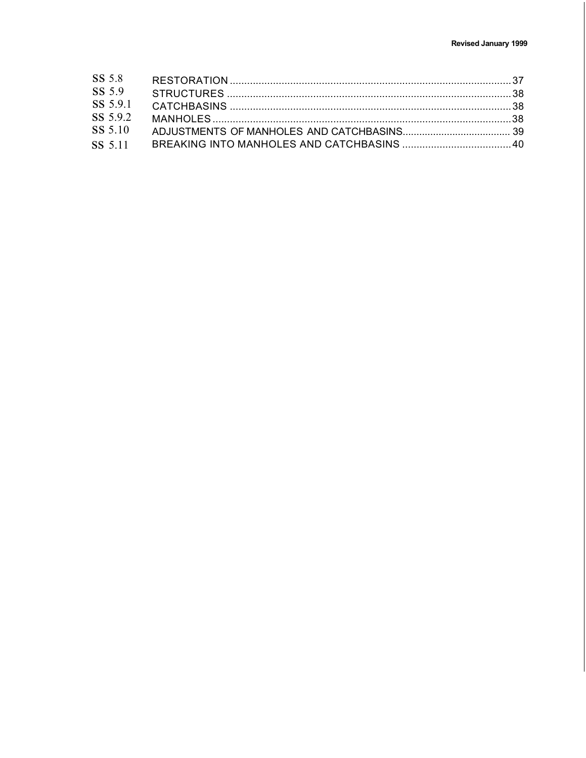| | | |
|---|---|---|
| SS 5.8 | RESTORATION | 37 |
| SS 5.9 | STRUCTURES | 38 |
| SS 5.9.1 | CATCHBASINS | 38 |
| SS 5.9.2 | MANHOLES | 38 |
| SS 5.10 | ADJUSTMENTS OF MANHOLES AND CATCHBASINS | 39 |
| SS 5.11 | BREAKING INTO MANHOLES AND CATCHBASINS | 40 |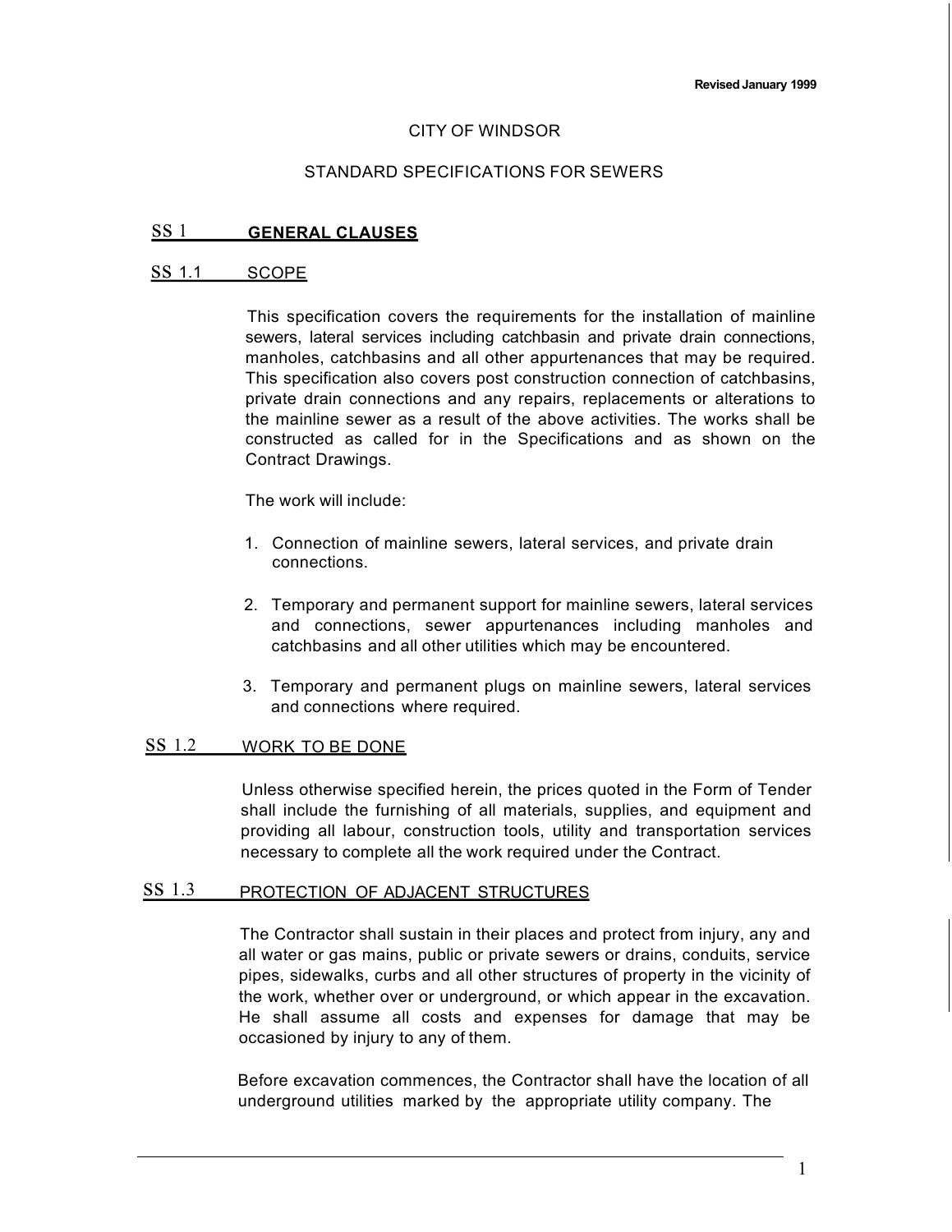Revised January 1999

CITY OF WINDSOR

STANDARD SPECIFICATIONS FOR SEWERS

## SS 1 GENERAL CLAUSES

### SS 1.1 SCOPE

This specification covers the requirements for the installation of mainline sewers, lateral services including catchbasin and private drain connections, manholes, catchbasins and all other appurtenances that may be required. This specification also covers post construction connection of catchbasins, private drain connections and any repairs, replacements or alterations to the mainline sewer as a result of the above activities. The works shall be constructed as called for in the Specifications and as shown on the Contract Drawings.

The work will include:

1. Connection of mainline sewers, lateral services, and private drain connections.
2. Temporary and permanent support for mainline sewers, lateral services and connections, sewer appurtenances including manholes and catchbasins and all other utilities which may be encountered.
3. Temporary and permanent plugs on mainline sewers, lateral services and connections where required.

### SS 1.2 WORK TO BE DONE

Unless otherwise specified herein, the prices quoted in the Form of Tender shall include the furnishing of all materials, supplies, and equipment and providing all labour, construction tools, utility and transportation services necessary to complete all the work required under the Contract.

### SS 1.3 PROTECTION OF ADJACENT STRUCTURES

The Contractor shall sustain in their places and protect from injury, any and all water or gas mains, public or private sewers or drains, conduits, service pipes, sidewalks, curbs and all other structures of property in the vicinity of the work, whether over or underground, or which appear in the excavation. He shall assume all costs and expenses for damage that may be occasioned by injury to any of them.

Before excavation commences, the Contractor shall have the location of all underground utilities marked by the appropriate utility company. The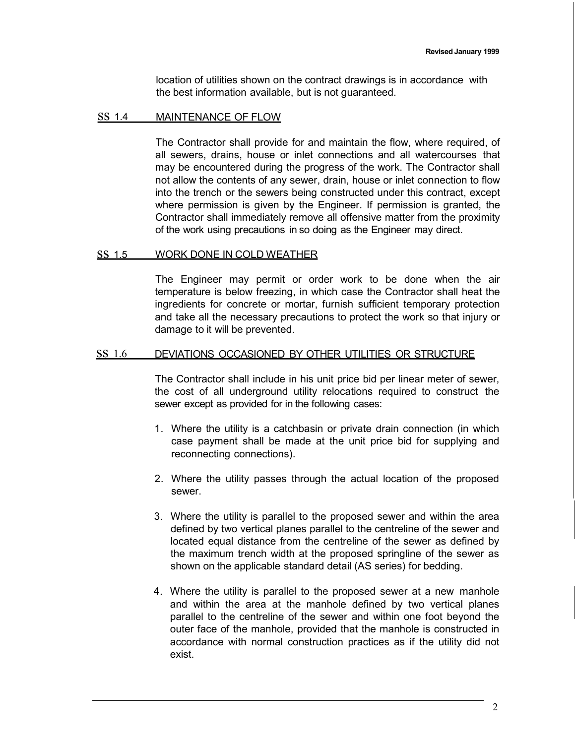location of utilities shown on the contract drawings is in accordance with the best information available, but is not guaranteed.

## SS 1.4 MAINTENANCE OF FLOW

The Contractor shall provide for and maintain the flow, where required, of all sewers, drains, house or inlet connections and all watercourses that may be encountered during the progress of the work. The Contractor shall not allow the contents of any sewer, drain, house or inlet connection to flow into the trench or the sewers being constructed under this contract, except where permission is given by the Engineer. If permission is granted, the Contractor shall immediately remove all offensive matter from the proximity of the work using precautions in so doing as the Engineer may direct.

## SS 1.5 WORK DONE IN COLD WEATHER

The Engineer may permit or order work to be done when the air temperature is below freezing, in which case the Contractor shall heat the ingredients for concrete or mortar, furnish sufficient temporary protection and take all the necessary precautions to protect the work so that injury or damage to it will be prevented.

## SS 1.6 DEVIATIONS OCCASIONED BY OTHER UTILITIES OR STRUCTURE

The Contractor shall include in his unit price bid per linear meter of sewer, the cost of all underground utility relocations required to construct the sewer except as provided for in the following cases:

1. Where the utility is a catchbasin or private drain connection (in which case payment shall be made at the unit price bid for supplying and reconnecting connections).

2. Where the utility passes through the actual location of the proposed sewer.

3. Where the utility is parallel to the proposed sewer and within the area defined by two vertical planes parallel to the centreline of the sewer and located equal distance from the centreline of the sewer as defined by the maximum trench width at the proposed springline of the sewer as shown on the applicable standard detail (AS series) for bedding.

4. Where the utility is parallel to the proposed sewer at a new manhole and within the area at the manhole defined by two vertical planes parallel to the centreline of the sewer and within one foot beyond the outer face of the manhole, provided that the manhole is constructed in accordance with normal construction practices as if the utility did not exist.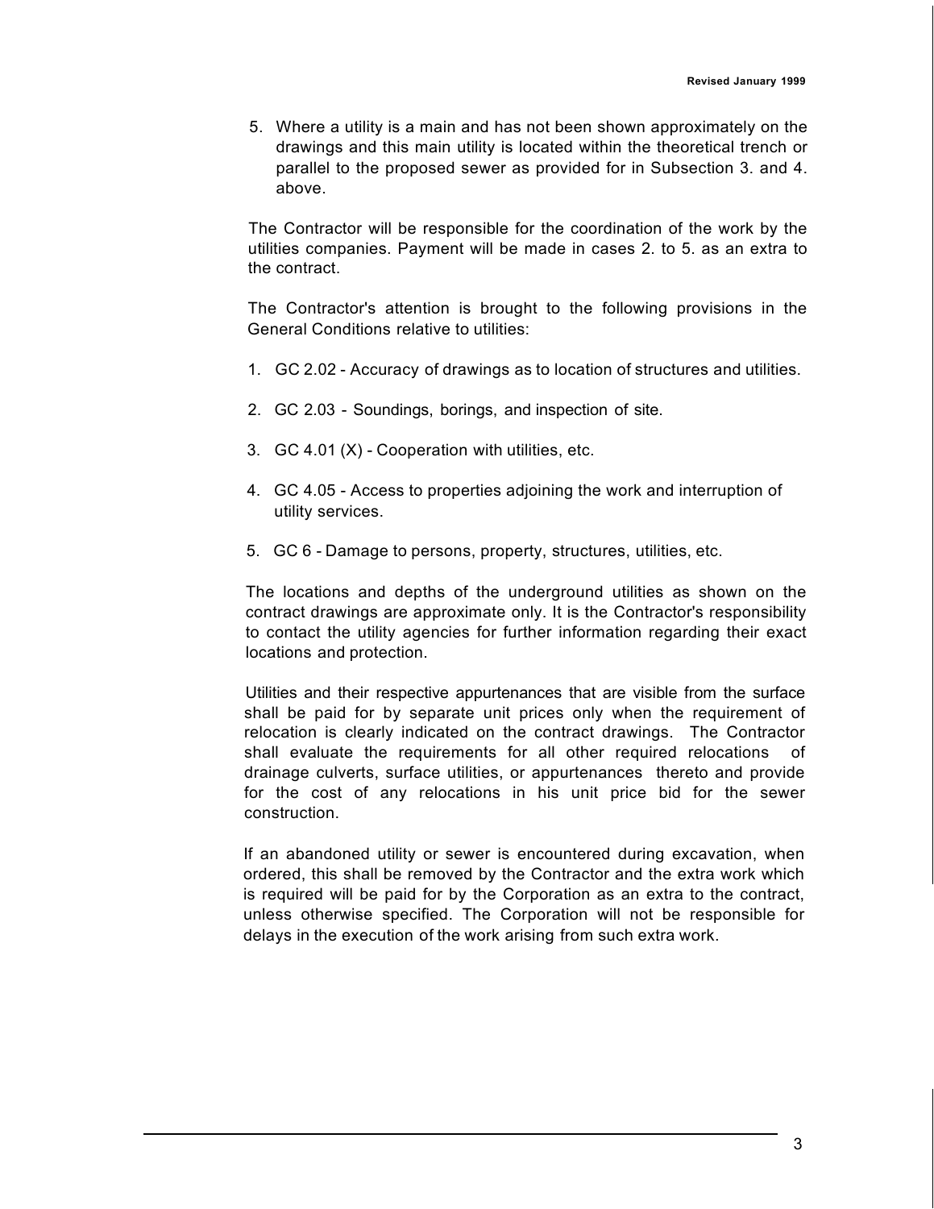5. Where a utility is a main and has not been shown approximately on the drawings and this main utility is located within the theoretical trench or parallel to the proposed sewer as provided for in Subsection 3. and 4. above.

The Contractor will be responsible for the coordination of the work by the utilities companies. Payment will be made in cases 2. to 5. as an extra to the contract.

The Contractor's attention is brought to the following provisions in the General Conditions relative to utilities:

1. GC 2.02 - Accuracy of drawings as to location of structures and utilities.
2. GC 2.03 - Soundings, borings, and inspection of site.
3. GC 4.01 (X) - Cooperation with utilities, etc.
4. GC 4.05 - Access to properties adjoining the work and interruption of utility services.
5. GC 6 - Damage to persons, property, structures, utilities, etc.

The locations and depths of the underground utilities as shown on the contract drawings are approximate only. It is the Contractor's responsibility to contact the utility agencies for further information regarding their exact locations and protection.

Utilities and their respective appurtenances that are visible from the surface shall be paid for by separate unit prices only when the requirement of relocation is clearly indicated on the contract drawings. The Contractor shall evaluate the requirements for all other required relocations of drainage culverts, surface utilities, or appurtenances thereto and provide for the cost of any relocations in his unit price bid for the sewer construction.

If an abandoned utility or sewer is encountered during excavation, when ordered, this shall be removed by the Contractor and the extra work which is required will be paid for by the Corporation as an extra to the contract, unless otherwise specified. The Corporation will not be responsible for delays in the execution of the work arising from such extra work.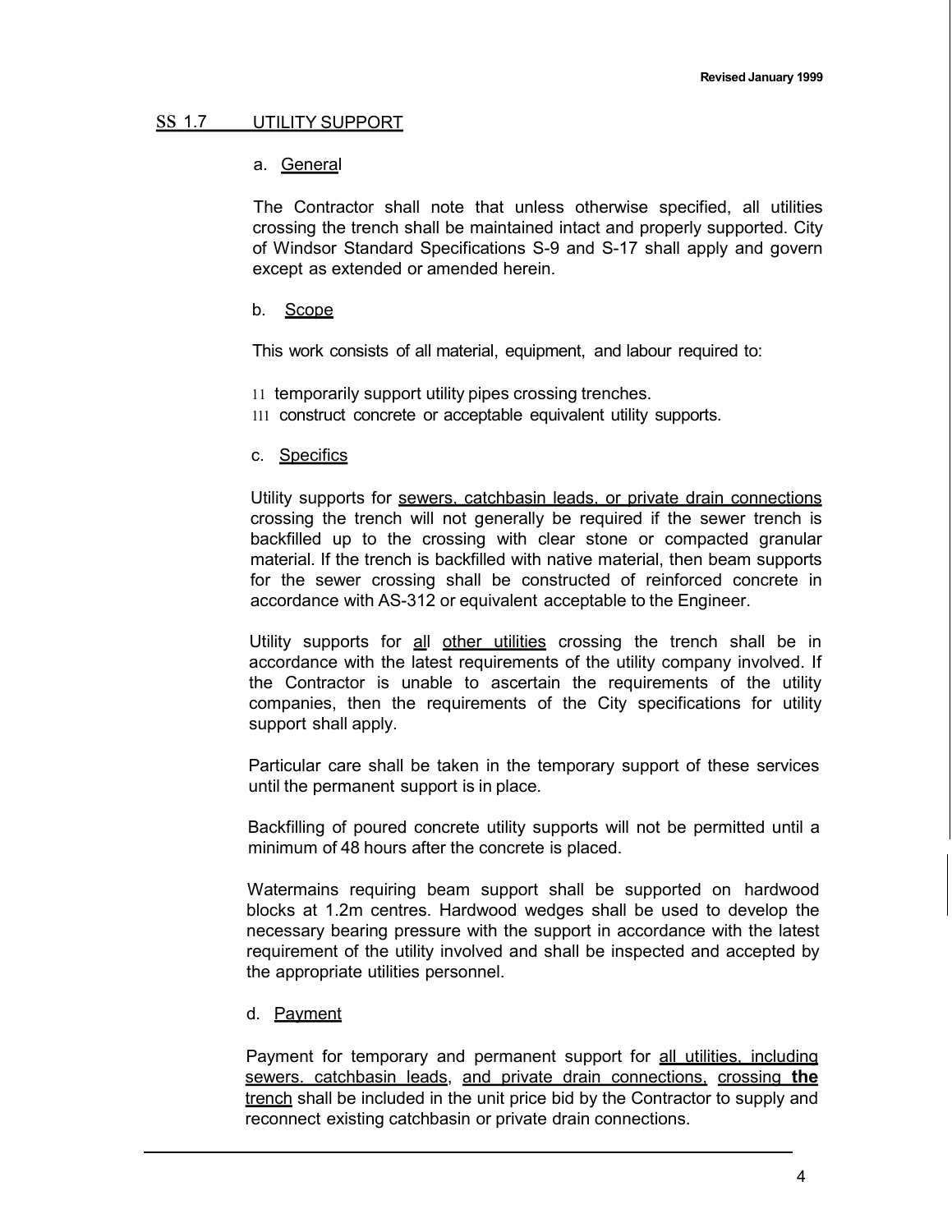Revised January 1999

## SS 1.7 UTILITY SUPPORT

### a. General

The Contractor shall note that unless otherwise specified, all utilities crossing the trench shall be maintained intact and properly supported. City of Windsor Standard Specifications S-9 and S-17 shall apply and govern except as extended or amended herein.

### b. Scope

This work consists of all material, equipment, and labour required to:

ii temporarily support utility pipes crossing trenches.
iii construct concrete or acceptable equivalent utility supports.

### c. Specifics

Utility supports for sewers, catchbasin leads, or private drain connections crossing the trench will not generally be required if the sewer trench is backfilled up to the crossing with clear stone or compacted granular material. If the trench is backfilled with native material, then beam supports for the sewer crossing shall be constructed of reinforced concrete in accordance with AS-312 or equivalent acceptable to the Engineer.

Utility supports for all other utilities crossing the trench shall be in accordance with the latest requirements of the utility company involved. If the Contractor is unable to ascertain the requirements of the utility companies, then the requirements of the City specifications for utility support shall apply.

Particular care shall be taken in the temporary support of these services until the permanent support is in place.

Backfilling of poured concrete utility supports will not be permitted until a minimum of 48 hours after the concrete is placed.

Watermains requiring beam support shall be supported on hardwood blocks at 1.2m centres. Hardwood wedges shall be used to develop the necessary bearing pressure with the support in accordance with the latest requirement of the utility involved and shall be inspected and accepted by the appropriate utilities personnel.

### d. Payment

Payment for temporary and permanent support for all utilities, including sewers, catchbasin leads, and private drain connections, crossing **the** trench shall be included in the unit price bid by the Contractor to supply and reconnect existing catchbasin or private drain connections.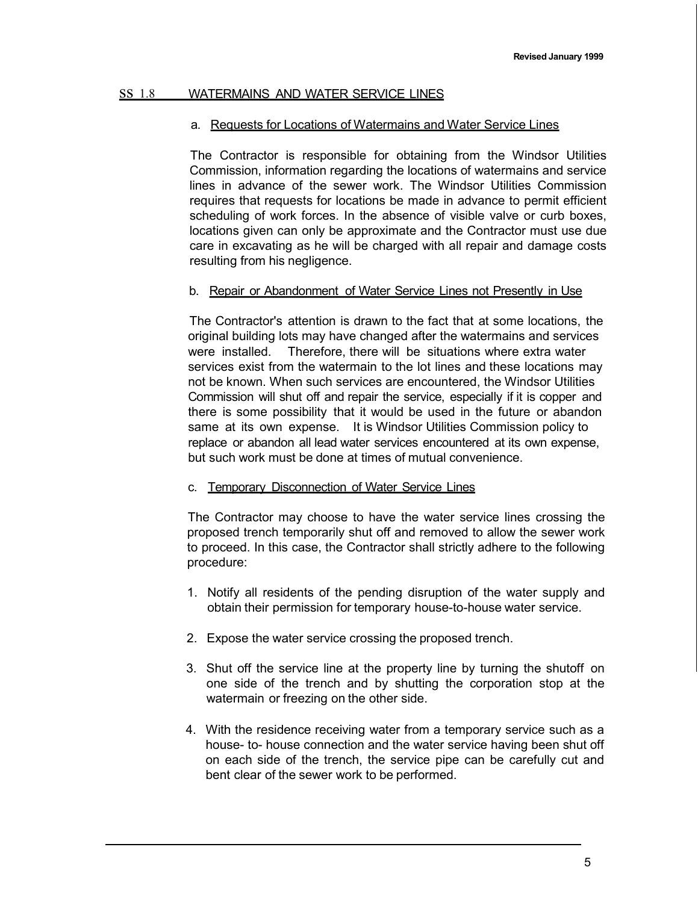## SS 1.8 WATERMAINS AND WATER SERVICE LINES

### a. Requests for Locations of Watermains and Water Service Lines

The Contractor is responsible for obtaining from the Windsor Utilities Commission, information regarding the locations of watermains and service lines in advance of the sewer work. The Windsor Utilities Commission requires that requests for locations be made in advance to permit efficient scheduling of work forces. In the absence of visible valve or curb boxes, locations given can only be approximate and the Contractor must use due care in excavating as he will be charged with all repair and damage costs resulting from his negligence.

### b. Repair or Abandonment of Water Service Lines not Presently in Use

The Contractor's attention is drawn to the fact that at some locations, the original building lots may have changed after the watermains and services were installed. Therefore, there will be situations where extra water services exist from the watermain to the lot lines and these locations may not be known. When such services are encountered, the Windsor Utilities Commission will shut off and repair the service, especially if it is copper and there is some possibility that it would be used in the future or abandon same at its own expense. It is Windsor Utilities Commission policy to replace or abandon all lead water services encountered at its own expense, but such work must be done at times of mutual convenience.

### c. Temporary Disconnection of Water Service Lines

The Contractor may choose to have the water service lines crossing the proposed trench temporarily shut off and removed to allow the sewer work to proceed. In this case, the Contractor shall strictly adhere to the following procedure:

1. Notify all residents of the pending disruption of the water supply and obtain their permission for temporary house-to-house water service.
2. Expose the water service crossing the proposed trench.
3. Shut off the service line at the property line by turning the shutoff on one side of the trench and by shutting the corporation stop at the watermain or freezing on the other side.
4. With the residence receiving water from a temporary service such as a house- to- house connection and the water service having been shut off on each side of the trench, the service pipe can be carefully cut and bent clear of the sewer work to be performed.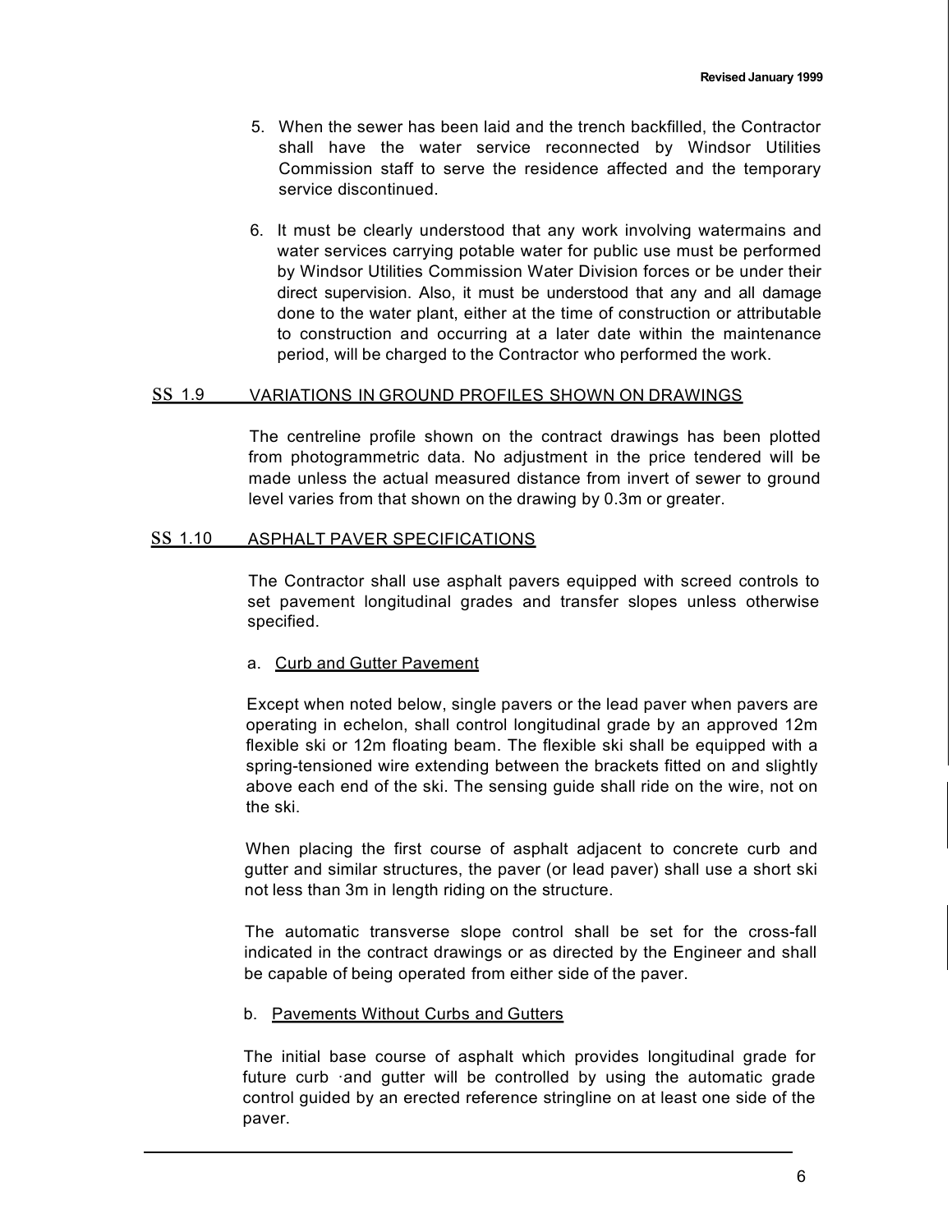5. When the sewer has been laid and the trench backfilled, the Contractor shall have the water service reconnected by Windsor Utilities Commission staff to serve the residence affected and the temporary service discontinued.

6. It must be clearly understood that any work involving watermains and water services carrying potable water for public use must be performed by Windsor Utilities Commission Water Division forces or be under their direct supervision. Also, it must be understood that any and all damage done to the water plant, either at the time of construction or attributable to construction and occurring at a later date within the maintenance period, will be charged to the Contractor who performed the work.

## SS 1.9 VARIATIONS IN GROUND PROFILES SHOWN ON DRAWINGS

The centreline profile shown on the contract drawings has been plotted from photogrammetric data. No adjustment in the price tendered will be made unless the actual measured distance from invert of sewer to ground level varies from that shown on the drawing by 0.3m or greater.

## SS 1.10 ASPHALT PAVER SPECIFICATIONS

The Contractor shall use asphalt pavers equipped with screed controls to set pavement longitudinal grades and transfer slopes unless otherwise specified.

a. Curb and Gutter Pavement

Except when noted below, single pavers or the lead paver when pavers are operating in echelon, shall control longitudinal grade by an approved 12m flexible ski or 12m floating beam. The flexible ski shall be equipped with a spring-tensioned wire extending between the brackets fitted on and slightly above each end of the ski. The sensing guide shall ride on the wire, not on the ski.

When placing the first course of asphalt adjacent to concrete curb and gutter and similar structures, the paver (or lead paver) shall use a short ski not less than 3m in length riding on the structure.

The automatic transverse slope control shall be set for the cross-fall indicated in the contract drawings or as directed by the Engineer and shall be capable of being operated from either side of the paver.

b. Pavements Without Curbs and Gutters

The initial base course of asphalt which provides longitudinal grade for future curb ·and gutter will be controlled by using the automatic grade control guided by an erected reference stringline on at least one side of the paver.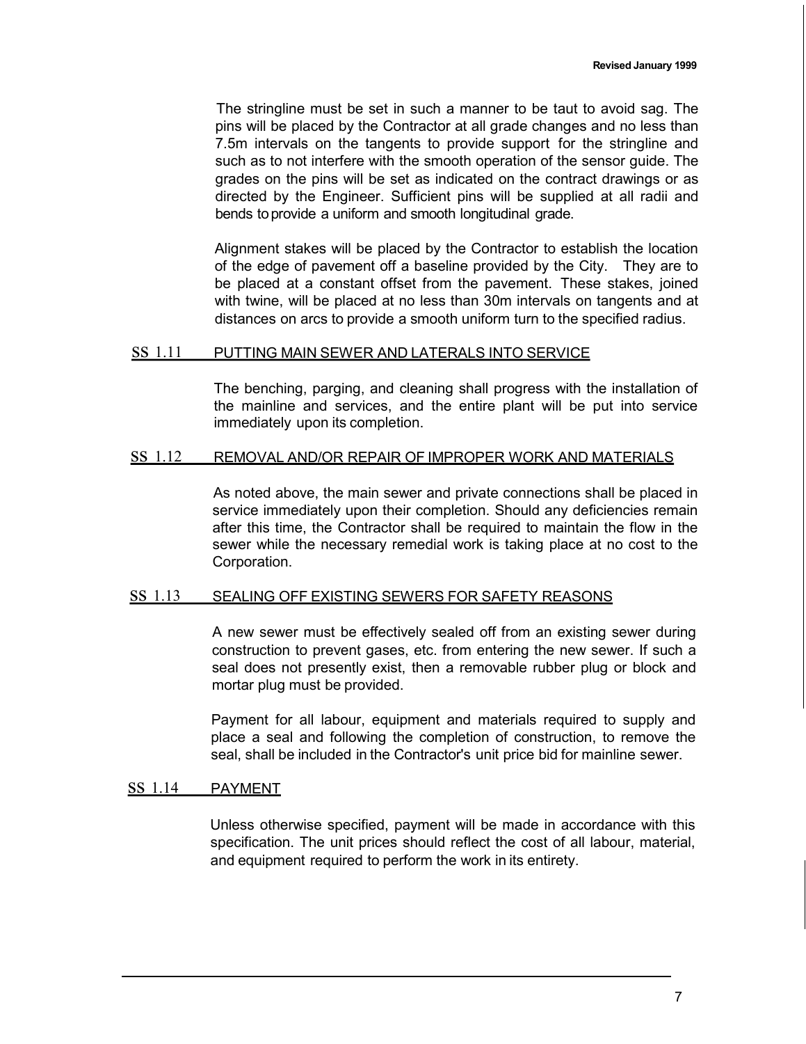The stringline must be set in such a manner to be taut to avoid sag. The pins will be placed by the Contractor at all grade changes and no less than 7.5m intervals on the tangents to provide support for the stringline and such as to not interfere with the smooth operation of the sensor guide. The grades on the pins will be set as indicated on the contract drawings or as directed by the Engineer. Sufficient pins will be supplied at all radii and bends to provide a uniform and smooth longitudinal grade.

Alignment stakes will be placed by the Contractor to establish the location of the edge of pavement off a baseline provided by the City. They are to be placed at a constant offset from the pavement. These stakes, joined with twine, will be placed at no less than 30m intervals on tangents and at distances on arcs to provide a smooth uniform turn to the specified radius.

## SS 1.11 PUTTING MAIN SEWER AND LATERALS INTO SERVICE

The benching, parging, and cleaning shall progress with the installation of the mainline and services, and the entire plant will be put into service immediately upon its completion.

## SS 1.12 REMOVAL AND/OR REPAIR OF IMPROPER WORK AND MATERIALS

As noted above, the main sewer and private connections shall be placed in service immediately upon their completion. Should any deficiencies remain after this time, the Contractor shall be required to maintain the flow in the sewer while the necessary remedial work is taking place at no cost to the Corporation.

## SS 1.13 SEALING OFF EXISTING SEWERS FOR SAFETY REASONS

A new sewer must be effectively sealed off from an existing sewer during construction to prevent gases, etc. from entering the new sewer. If such a seal does not presently exist, then a removable rubber plug or block and mortar plug must be provided.

Payment for all labour, equipment and materials required to supply and place a seal and following the completion of construction, to remove the seal, shall be included in the Contractor's unit price bid for mainline sewer.

## SS 1.14 PAYMENT

Unless otherwise specified, payment will be made in accordance with this specification. The unit prices should reflect the cost of all labour, material, and equipment required to perform the work in its entirety.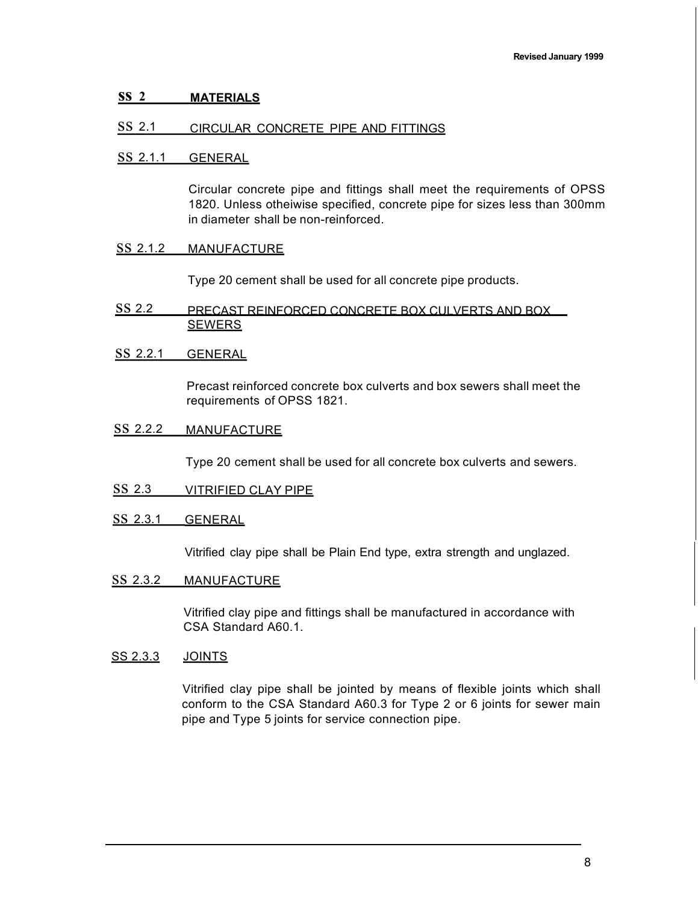## SS 2 MATERIALS

### SS 2.1 CIRCULAR CONCRETE PIPE AND FITTINGS

#### SS 2.1.1 GENERAL

Circular concrete pipe and fittings shall meet the requirements of OPSS 1820. Unless otheiwise specified, concrete pipe for sizes less than 300mm in diameter shall be non-reinforced.

#### SS 2.1.2 MANUFACTURE

Type 20 cement shall be used for all concrete pipe products.

### SS 2.2 PRECAST REINFORCED CONCRETE BOX CULVERTS AND BOX SEWERS

#### SS 2.2.1 GENERAL

Precast reinforced concrete box culverts and box sewers shall meet the requirements of OPSS 1821.

#### SS 2.2.2 MANUFACTURE

Type 20 cement shall be used for all concrete box culverts and sewers.

### SS 2.3 VITRIFIED CLAY PIPE

#### SS 2.3.1 GENERAL

Vitrified clay pipe shall be Plain End type, extra strength and unglazed.

#### SS 2.3.2 MANUFACTURE

Vitrified clay pipe and fittings shall be manufactured in accordance with CSA Standard A60.1.

#### SS 2.3.3 JOINTS

Vitrified clay pipe shall be jointed by means of flexible joints which shall conform to the CSA Standard A60.3 for Type 2 or 6 joints for sewer main pipe and Type 5 joints for service connection pipe.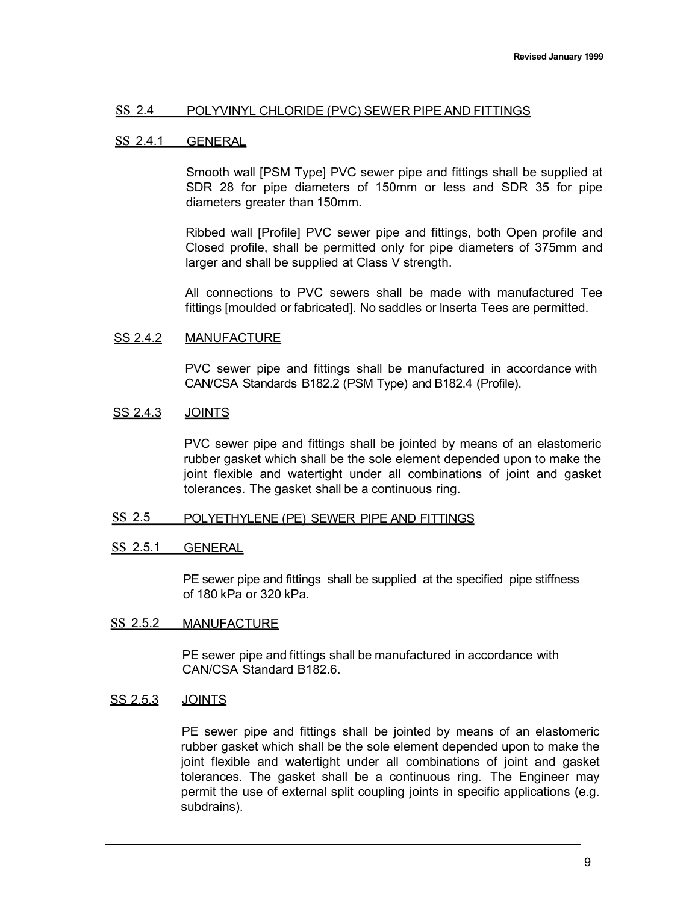Revised January 1999

## SS 2.4 POLYVINYL CHLORIDE (PVC) SEWER PIPE AND FITTINGS

### SS 2.4.1 GENERAL

Smooth wall [PSM Type] PVC sewer pipe and fittings shall be supplied at SDR 28 for pipe diameters of 150mm or less and SDR 35 for pipe diameters greater than 150mm.

Ribbed wall [Profile] PVC sewer pipe and fittings, both Open profile and Closed profile, shall be permitted only for pipe diameters of 375mm and larger and shall be supplied at Class V strength.

All connections to PVC sewers shall be made with manufactured Tee fittings [moulded or fabricated]. No saddles or Inserta Tees are permitted.

### SS 2.4.2 MANUFACTURE

PVC sewer pipe and fittings shall be manufactured in accordance with CAN/CSA Standards B182.2 (PSM Type) and B182.4 (Profile).

### SS 2.4.3 JOINTS

PVC sewer pipe and fittings shall be jointed by means of an elastomeric rubber gasket which shall be the sole element depended upon to make the joint flexible and watertight under all combinations of joint and gasket tolerances. The gasket shall be a continuous ring.

## SS 2.5 POLYETHYLENE (PE) SEWER PIPE AND FITTINGS

### SS 2.5.1 GENERAL

PE sewer pipe and fittings shall be supplied at the specified pipe stiffness of 180 kPa or 320 kPa.

### SS 2.5.2 MANUFACTURE

PE sewer pipe and fittings shall be manufactured in accordance with CAN/CSA Standard B182.6.

### SS 2.5.3 JOINTS

PE sewer pipe and fittings shall be jointed by means of an elastomeric rubber gasket which shall be the sole element depended upon to make the joint flexible and watertight under all combinations of joint and gasket tolerances. The gasket shall be a continuous ring. The Engineer may permit the use of external split coupling joints in specific applications (e.g. subdrains).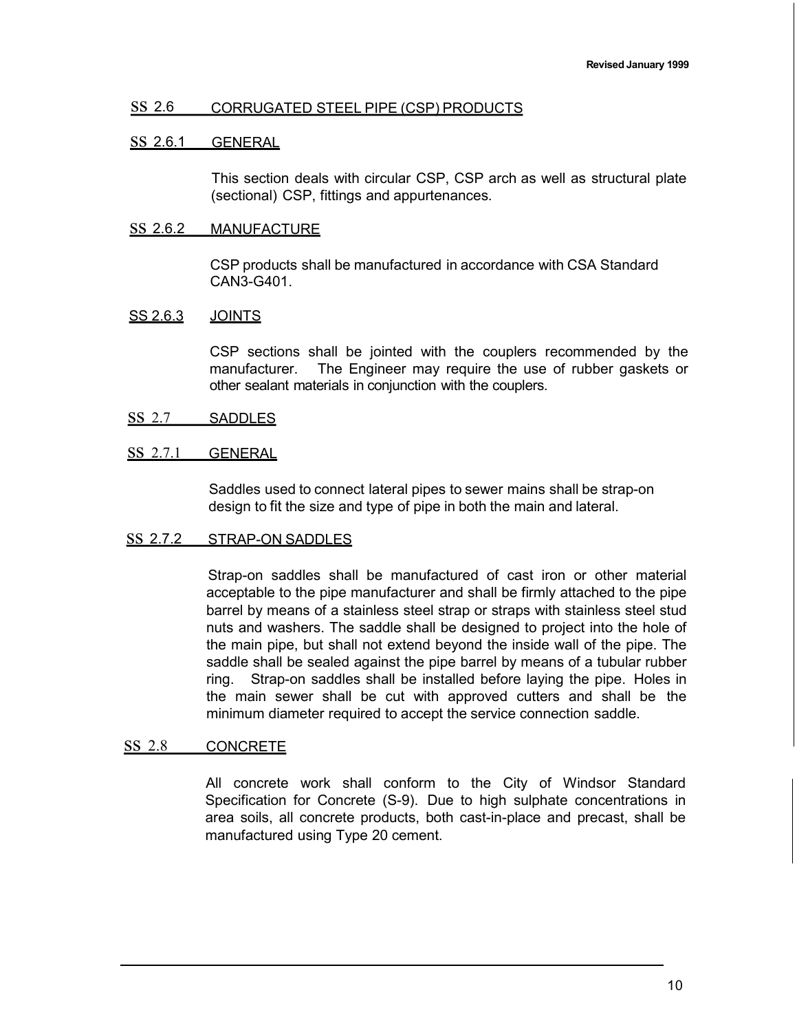## SS 2.6 CORRUGATED STEEL PIPE (CSP) PRODUCTS

### SS 2.6.1 GENERAL

This section deals with circular CSP, CSP arch as well as structural plate (sectional) CSP, fittings and appurtenances.

### SS 2.6.2 MANUFACTURE

CSP products shall be manufactured in accordance with CSA Standard CAN3-G401.

### SS 2.6.3 JOINTS

CSP sections shall be jointed with the couplers recommended by the manufacturer. The Engineer may require the use of rubber gaskets or other sealant materials in conjunction with the couplers.

## SS 2.7 SADDLES

### SS 2.7.1 GENERAL

Saddles used to connect lateral pipes to sewer mains shall be strap-on design to fit the size and type of pipe in both the main and lateral.

### SS 2.7.2 STRAP-ON SADDLES

Strap-on saddles shall be manufactured of cast iron or other material acceptable to the pipe manufacturer and shall be firmly attached to the pipe barrel by means of a stainless steel strap or straps with stainless steel stud nuts and washers. The saddle shall be designed to project into the hole of the main pipe, but shall not extend beyond the inside wall of the pipe. The saddle shall be sealed against the pipe barrel by means of a tubular rubber ring. Strap-on saddles shall be installed before laying the pipe. Holes in the main sewer shall be cut with approved cutters and shall be the minimum diameter required to accept the service connection saddle.

## SS 2.8 CONCRETE

All concrete work shall conform to the City of Windsor Standard Specification for Concrete (S-9). Due to high sulphate concentrations in area soils, all concrete products, both cast-in-place and precast, shall be manufactured using Type 20 cement.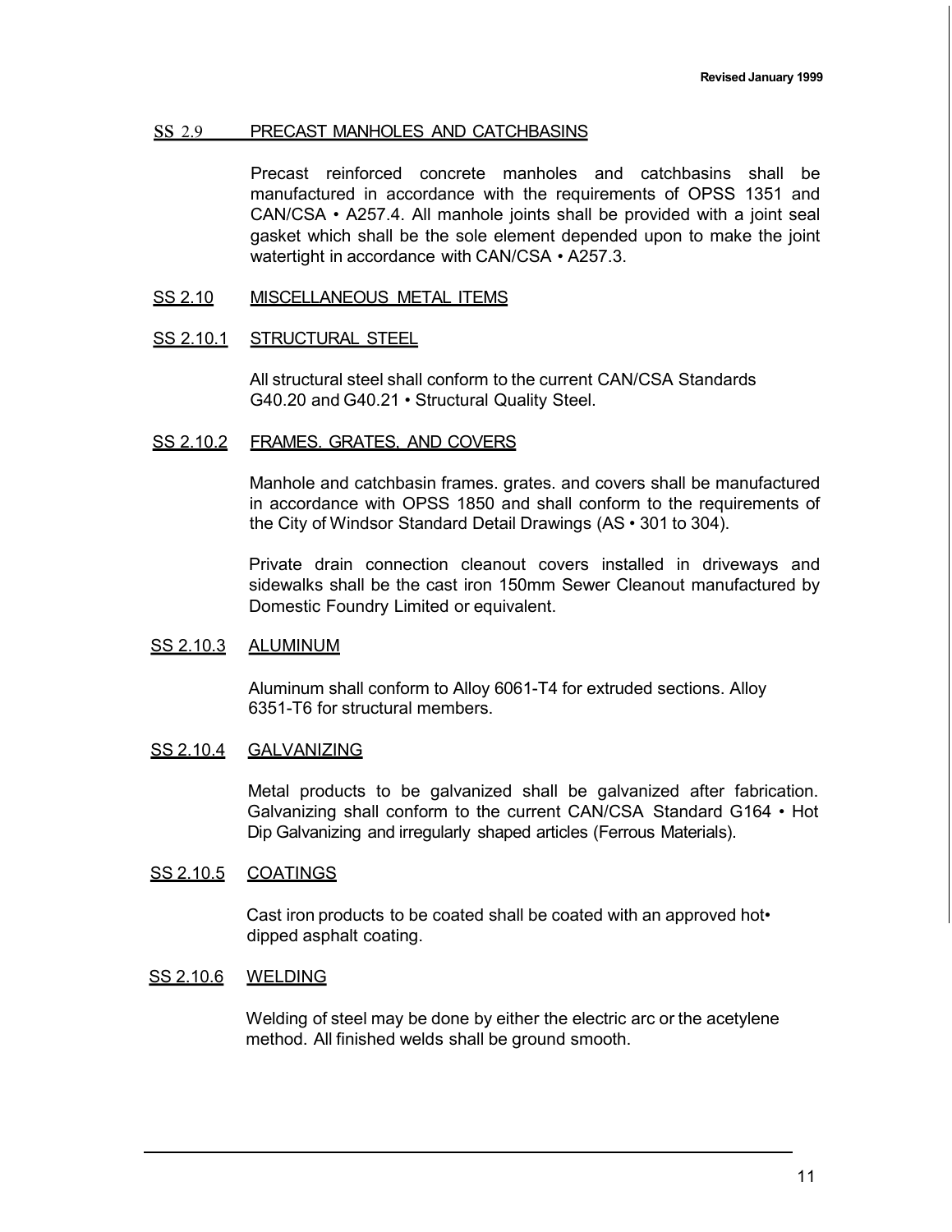### SS 2.9 PRECAST MANHOLES AND CATCHBASINS

Precast reinforced concrete manholes and catchbasins shall be manufactured in accordance with the requirements of OPSS 1351 and CAN/CSA • A257.4. All manhole joints shall be provided with a joint seal gasket which shall be the sole element depended upon to make the joint watertight in accordance with CAN/CSA • A257.3.

### SS 2.10 MISCELLANEOUS METAL ITEMS

#### SS 2.10.1 STRUCTURAL STEEL

All structural steel shall conform to the current CAN/CSA Standards G40.20 and G40.21 • Structural Quality Steel.

#### SS 2.10.2 FRAMES. GRATES. AND COVERS

Manhole and catchbasin frames. grates. and covers shall be manufactured in accordance with OPSS 1850 and shall conform to the requirements of the City of Windsor Standard Detail Drawings (AS • 301 to 304).

Private drain connection cleanout covers installed in driveways and sidewalks shall be the cast iron 150mm Sewer Cleanout manufactured by Domestic Foundry Limited or equivalent.

#### SS 2.10.3 ALUMINUM

Aluminum shall conform to Alloy 6061-T4 for extruded sections. Alloy 6351-T6 for structural members.

#### SS 2.10.4 GALVANIZING

Metal products to be galvanized shall be galvanized after fabrication. Galvanizing shall conform to the current CAN/CSA Standard G164 • Hot Dip Galvanizing and irregularly shaped articles (Ferrous Materials).

#### SS 2.10.5 COATINGS

Cast iron products to be coated shall be coated with an approved hot• dipped asphalt coating.

#### SS 2.10.6 WELDING

Welding of steel may be done by either the electric arc or the acetylene method. All finished welds shall be ground smooth.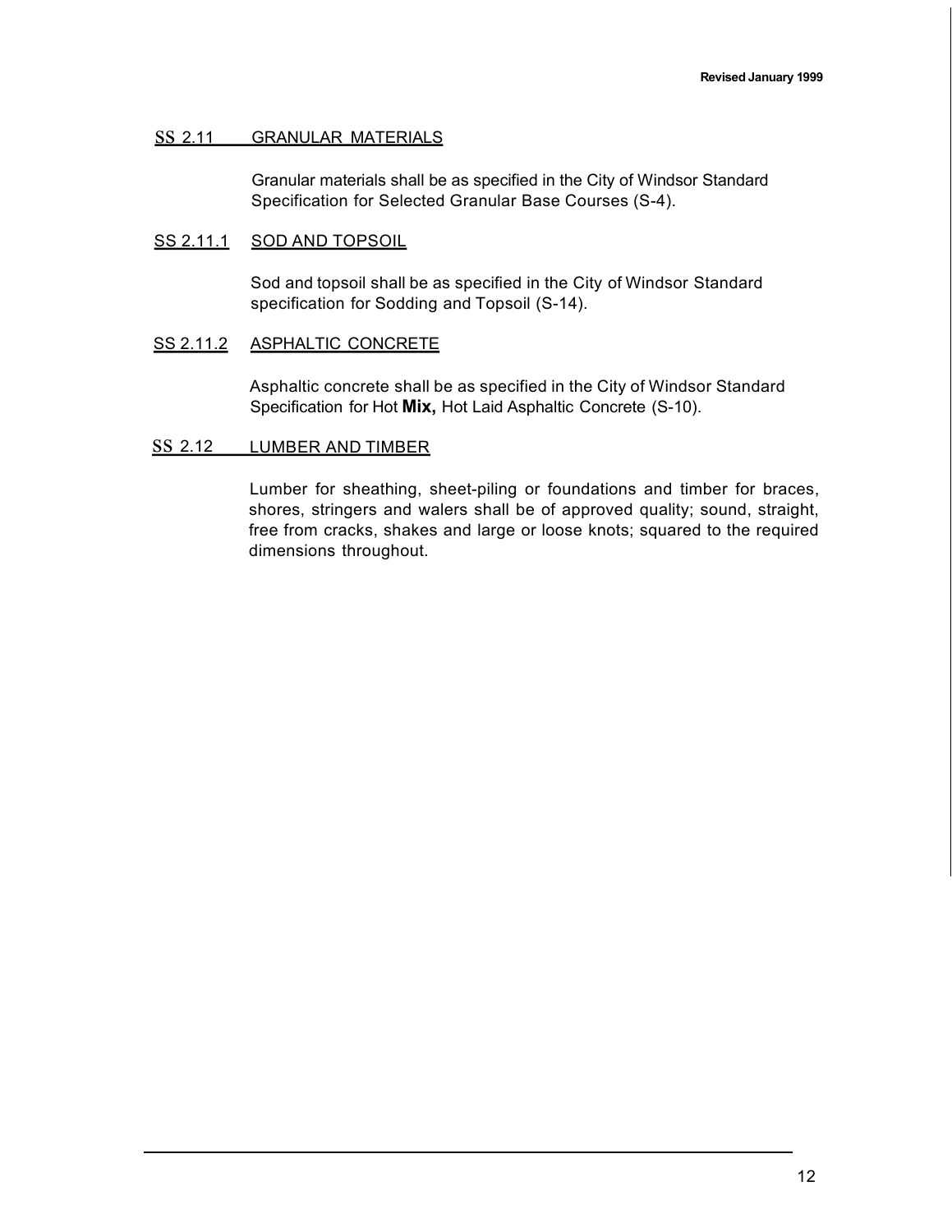## SS 2.11 GRANULAR MATERIALS

Granular materials shall be as specified in the City of Windsor Standard Specification for Selected Granular Base Courses (S-4).

### SS 2.11.1 SOD AND TOPSOIL

Sod and topsoil shall be as specified in the City of Windsor Standard specification for Sodding and Topsoil (S-14).

### SS 2.11.2 ASPHALTIC CONCRETE

Asphaltic concrete shall be as specified in the City of Windsor Standard Specification for Hot **Mix,** Hot Laid Asphaltic Concrete (S-10).

## SS 2.12 LUMBER AND TIMBER

Lumber for sheathing, sheet-piling or foundations and timber for braces, shores, stringers and walers shall be of approved quality; sound, straight, free from cracks, shakes and large or loose knots; squared to the required dimensions throughout.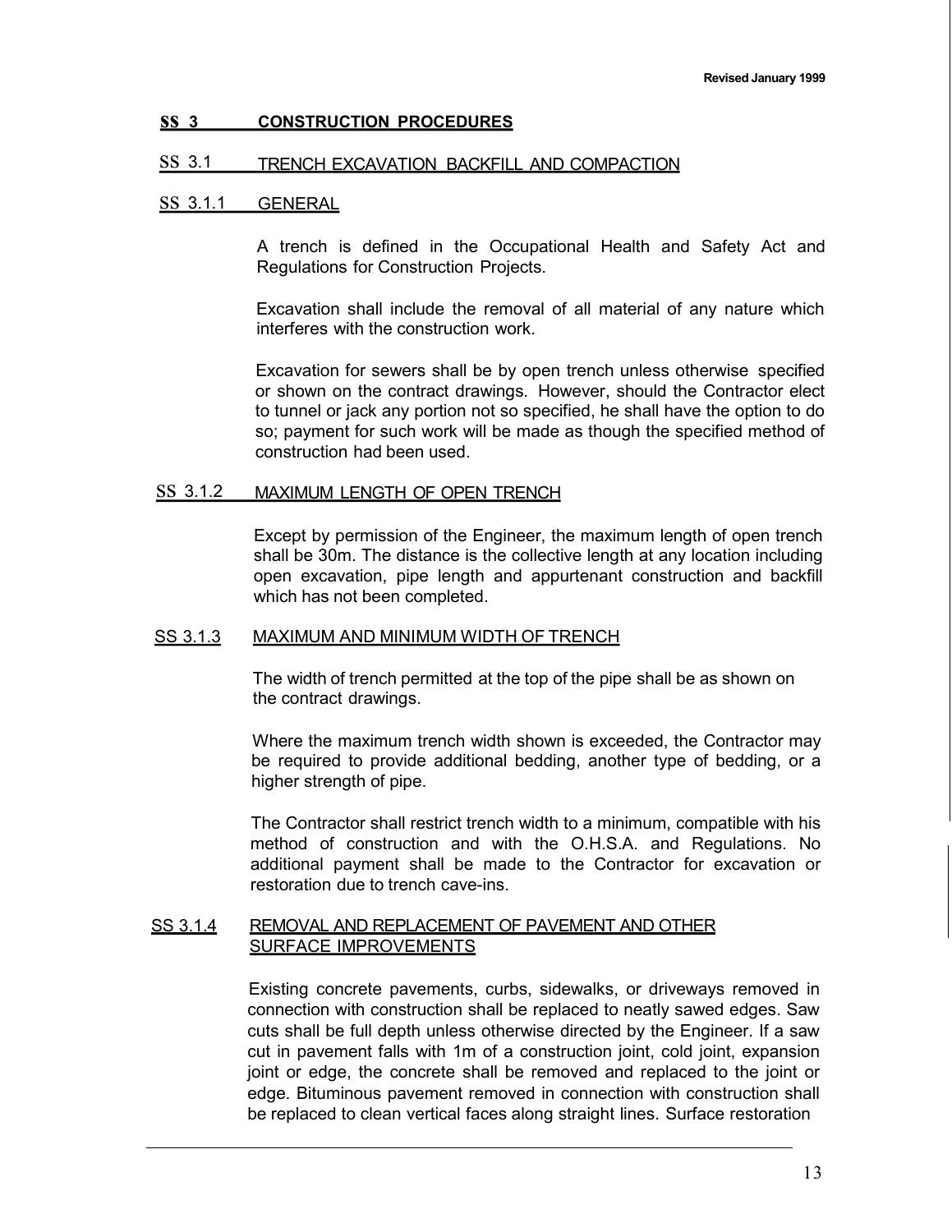## SS 3 CONSTRUCTION PROCEDURES

### SS 3.1 TRENCH EXCAVATION BACKFILL AND COMPACTION

#### SS 3.1.1 GENERAL

A trench is defined in the Occupational Health and Safety Act and Regulations for Construction Projects.

Excavation shall include the removal of all material of any nature which interferes with the construction work.

Excavation for sewers shall be by open trench unless otherwise specified or shown on the contract drawings. However, should the Contractor elect to tunnel or jack any portion not so specified, he shall have the option to do so; payment for such work will be made as though the specified method of construction had been used.

#### SS 3.1.2 MAXIMUM LENGTH OF OPEN TRENCH

Except by permission of the Engineer, the maximum length of open trench shall be 30m. The distance is the collective length at any location including open excavation, pipe length and appurtenant construction and backfill which has not been completed.

#### SS 3.1.3 MAXIMUM AND MINIMUM WIDTH OF TRENCH

The width of trench permitted at the top of the pipe shall be as shown on the contract drawings.

Where the maximum trench width shown is exceeded, the Contractor may be required to provide additional bedding, another type of bedding, or a higher strength of pipe.

The Contractor shall restrict trench width to a minimum, compatible with his method of construction and with the O.H.S.A. and Regulations. No additional payment shall be made to the Contractor for excavation or restoration due to trench cave-ins.

#### SS 3.1.4 REMOVAL AND REPLACEMENT OF PAVEMENT AND OTHER SURFACE IMPROVEMENTS

Existing concrete pavements, curbs, sidewalks, or driveways removed in connection with construction shall be replaced to neatly sawed edges. Saw cuts shall be full depth unless otherwise directed by the Engineer. If a saw cut in pavement falls with 1m of a construction joint, cold joint, expansion joint or edge, the concrete shall be removed and replaced to the joint or edge. Bituminous pavement removed in connection with construction shall be replaced to clean vertical faces along straight lines. Surface restoration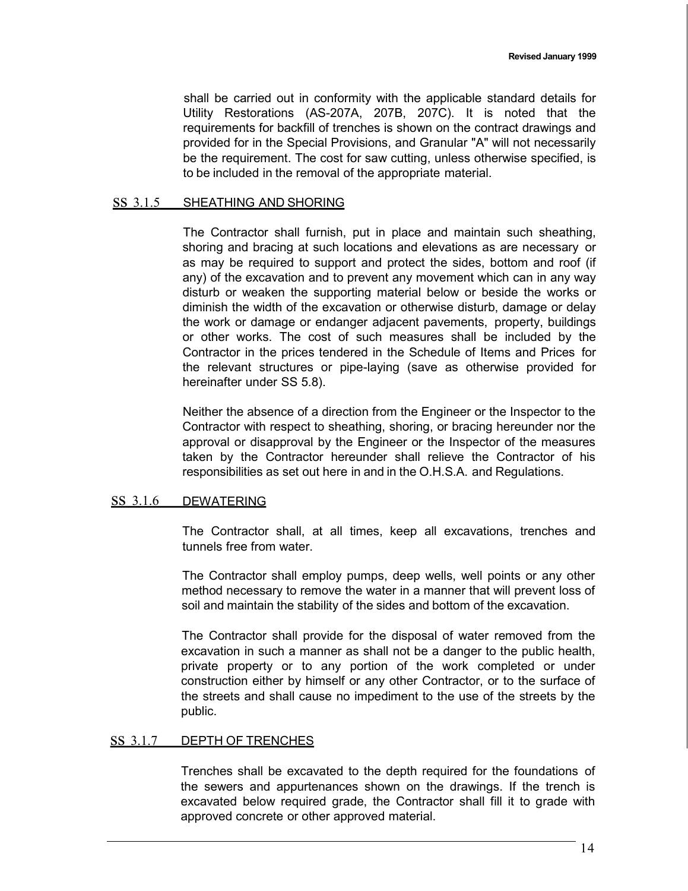shall be carried out in conformity with the applicable standard details for Utility Restorations (AS-207A, 207B, 207C). It is noted that the requirements for backfill of trenches is shown on the contract drawings and provided for in the Special Provisions, and Granular "A" will not necessarily be the requirement. The cost for saw cutting, unless otherwise specified, is to be included in the removal of the appropriate material.

### SS 3.1.5 SHEATHING AND SHORING

The Contractor shall furnish, put in place and maintain such sheathing, shoring and bracing at such locations and elevations as are necessary or as may be required to support and protect the sides, bottom and roof (if any) of the excavation and to prevent any movement which can in any way disturb or weaken the supporting material below or beside the works or diminish the width of the excavation or otherwise disturb, damage or delay the work or damage or endanger adjacent pavements, property, buildings or other works. The cost of such measures shall be included by the Contractor in the prices tendered in the Schedule of Items and Prices for the relevant structures or pipe-laying (save as otherwise provided for hereinafter under SS 5.8).

Neither the absence of a direction from the Engineer or the Inspector to the Contractor with respect to sheathing, shoring, or bracing hereunder nor the approval or disapproval by the Engineer or the Inspector of the measures taken by the Contractor hereunder shall relieve the Contractor of his responsibilities as set out here in and in the O.H.S.A. and Regulations.

### SS 3.1.6 DEWATERING

The Contractor shall, at all times, keep all excavations, trenches and tunnels free from water.

The Contractor shall employ pumps, deep wells, well points or any other method necessary to remove the water in a manner that will prevent loss of soil and maintain the stability of the sides and bottom of the excavation.

The Contractor shall provide for the disposal of water removed from the excavation in such a manner as shall not be a danger to the public health, private property or to any portion of the work completed or under construction either by himself or any other Contractor, or to the surface of the streets and shall cause no impediment to the use of the streets by the public.

### SS 3.1.7 DEPTH OF TRENCHES

Trenches shall be excavated to the depth required for the foundations of the sewers and appurtenances shown on the drawings. If the trench is excavated below required grade, the Contractor shall fill it to grade with approved concrete or other approved material.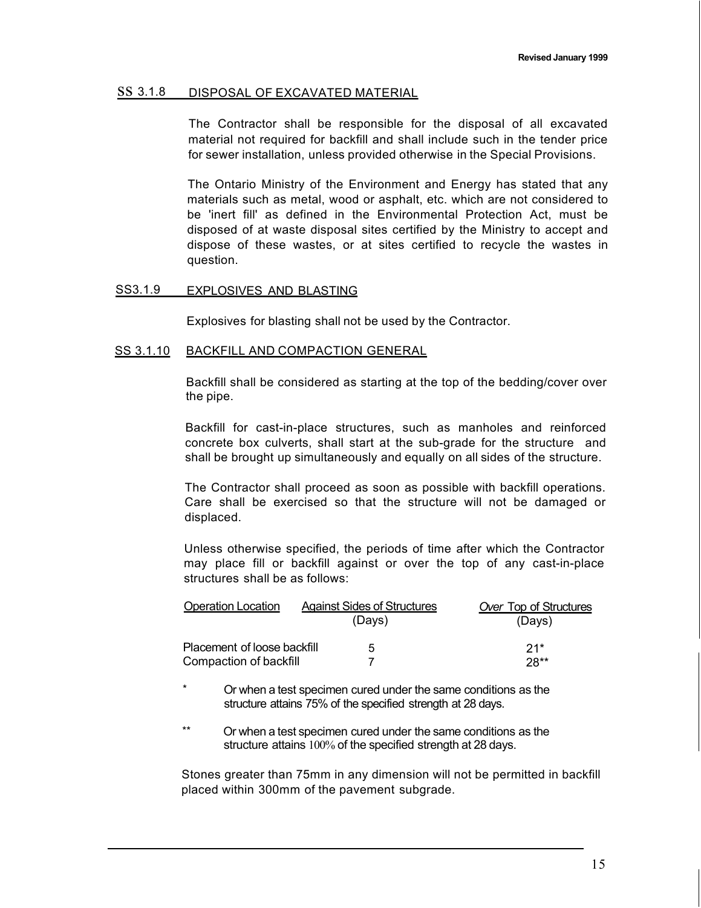Revised January 1999

### SS 3.1.8 DISPOSAL OF EXCAVATED MATERIAL

The Contractor shall be responsible for the disposal of all excavated material not required for backfill and shall include such in the tender price for sewer installation, unless provided otherwise in the Special Provisions.

The Ontario Ministry of the Environment and Energy has stated that any materials such as metal, wood or asphalt, etc. which are not considered to be 'inert fill' as defined in the Environmental Protection Act, must be disposed of at waste disposal sites certified by the Ministry to accept and dispose of these wastes, or at sites certified to recycle the wastes in question.

### SS3.1.9 EXPLOSIVES AND BLASTING

Explosives for blasting shall not be used by the Contractor.

### SS 3.1.10 BACKFILL AND COMPACTION GENERAL

Backfill shall be considered as starting at the top of the bedding/cover over the pipe.

Backfill for cast-in-place structures, such as manholes and reinforced concrete box culverts, shall start at the sub-grade for the structure and shall be brought up simultaneously and equally on all sides of the structure.

The Contractor shall proceed as soon as possible with backfill operations. Care shall be exercised so that the structure will not be damaged or displaced.

Unless otherwise specified, the periods of time after which the Contractor may place fill or backfill against or over the top of any cast-in-place structures shall be as follows:

| Operation Location | Against Sides of Structures (Days) | Over Top of Structures (Days) |
|---|---|---|
| Placement of loose backfill | 5 | 21* |
| Compaction of backfill | 7 | 28** |

\* Or when a test specimen cured under the same conditions as the structure attains 75% of the specified strength at 28 days.

\*\* Or when a test specimen cured under the same conditions as the structure attains 100% of the specified strength at 28 days.

Stones greater than 75mm in any dimension will not be permitted in backfill placed within 300mm of the pavement subgrade.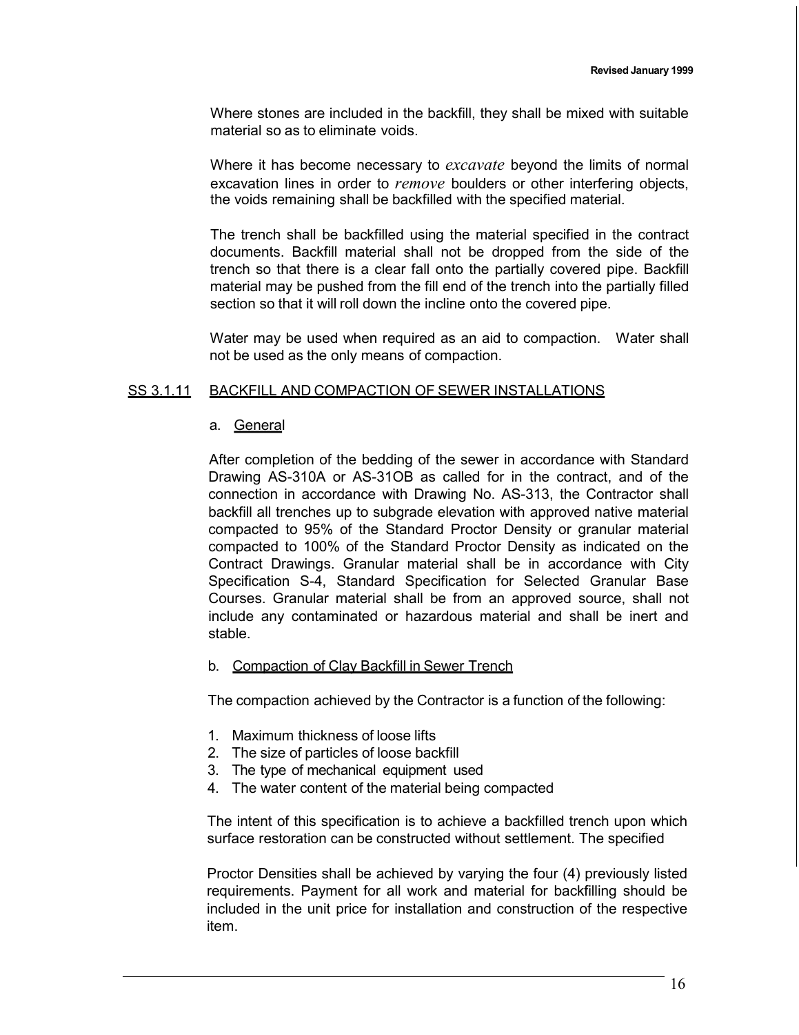Where stones are included in the backfill, they shall be mixed with suitable material so as to eliminate voids.

Where it has become necessary to *excavate* beyond the limits of normal excavation lines in order to *remove* boulders or other interfering objects, the voids remaining shall be backfilled with the specified material.

The trench shall be backfilled using the material specified in the contract documents. Backfill material shall not be dropped from the side of the trench so that there is a clear fall onto the partially covered pipe. Backfill material may be pushed from the fill end of the trench into the partially filled section so that it will roll down the incline onto the covered pipe.

Water may be used when required as an aid to compaction. Water shall not be used as the only means of compaction.

## SS 3.1.11 BACKFILL AND COMPACTION OF SEWER INSTALLATIONS

a. General

After completion of the bedding of the sewer in accordance with Standard Drawing AS-310A or AS-31OB as called for in the contract, and of the connection in accordance with Drawing No. AS-313, the Contractor shall backfill all trenches up to subgrade elevation with approved native material compacted to 95% of the Standard Proctor Density or granular material compacted to 100% of the Standard Proctor Density as indicated on the Contract Drawings. Granular material shall be in accordance with City Specification S-4, Standard Specification for Selected Granular Base Courses. Granular material shall be from an approved source, shall not include any contaminated or hazardous material and shall be inert and stable.

b. Compaction of Clay Backfill in Sewer Trench

The compaction achieved by the Contractor is a function of the following:

1. Maximum thickness of loose lifts
2. The size of particles of loose backfill
3. The type of mechanical equipment used
4. The water content of the material being compacted

The intent of this specification is to achieve a backfilled trench upon which surface restoration can be constructed without settlement. The specified

Proctor Densities shall be achieved by varying the four (4) previously listed requirements. Payment for all work and material for backfilling should be included in the unit price for installation and construction of the respective item.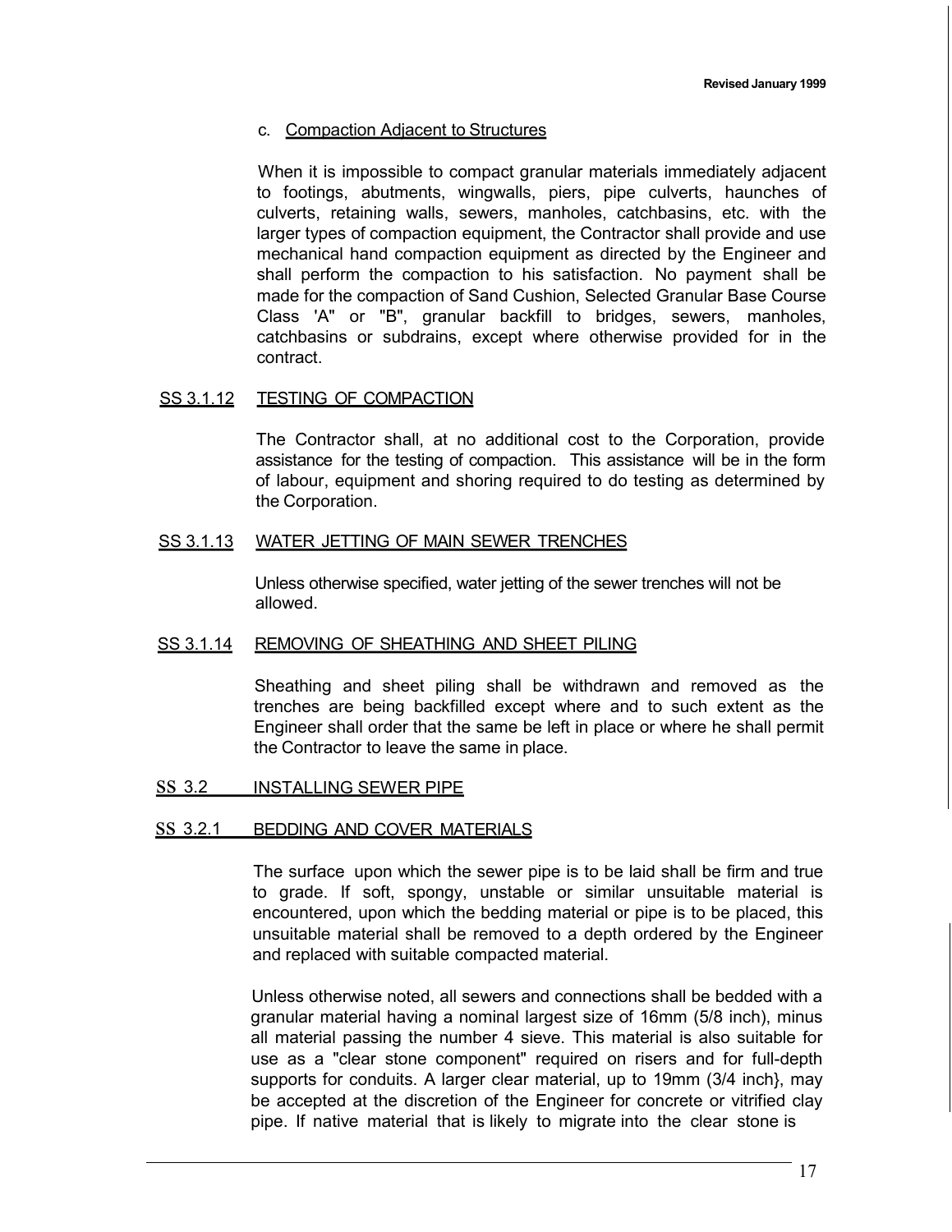c. Compaction Adjacent to Structures

When it is impossible to compact granular materials immediately adjacent to footings, abutments, wingwalls, piers, pipe culverts, haunches of culverts, retaining walls, sewers, manholes, catchbasins, etc. with the larger types of compaction equipment, the Contractor shall provide and use mechanical hand compaction equipment as directed by the Engineer and shall perform the compaction to his satisfaction. No payment shall be made for the compaction of Sand Cushion, Selected Granular Base Course Class 'A" or "B", granular backfill to bridges, sewers, manholes, catchbasins or subdrains, except where otherwise provided for in the contract.

## SS 3.1.12 TESTING OF COMPACTION

The Contractor shall, at no additional cost to the Corporation, provide assistance for the testing of compaction. This assistance will be in the form of labour, equipment and shoring required to do testing as determined by the Corporation.

## SS 3.1.13 WATER JETTING OF MAIN SEWER TRENCHES

Unless otherwise specified, water jetting of the sewer trenches will not be allowed.

## SS 3.1.14 REMOVING OF SHEATHING AND SHEET PILING

Sheathing and sheet piling shall be withdrawn and removed as the trenches are being backfilled except where and to such extent as the Engineer shall order that the same be left in place or where he shall permit the Contractor to leave the same in place.

## SS 3.2 INSTALLING SEWER PIPE

## SS 3.2.1 BEDDING AND COVER MATERIALS

The surface upon which the sewer pipe is to be laid shall be firm and true to grade. If soft, spongy, unstable or similar unsuitable material is encountered, upon which the bedding material or pipe is to be placed, this unsuitable material shall be removed to a depth ordered by the Engineer and replaced with suitable compacted material.

Unless otherwise noted, all sewers and connections shall be bedded with a granular material having a nominal largest size of 16mm (5/8 inch), minus all material passing the number 4 sieve. This material is also suitable for use as a "clear stone component" required on risers and for full-depth supports for conduits. A larger clear material, up to 19mm (3/4 inch}, may be accepted at the discretion of the Engineer for concrete or vitrified clay pipe. If native material that is likely to migrate into the clear stone is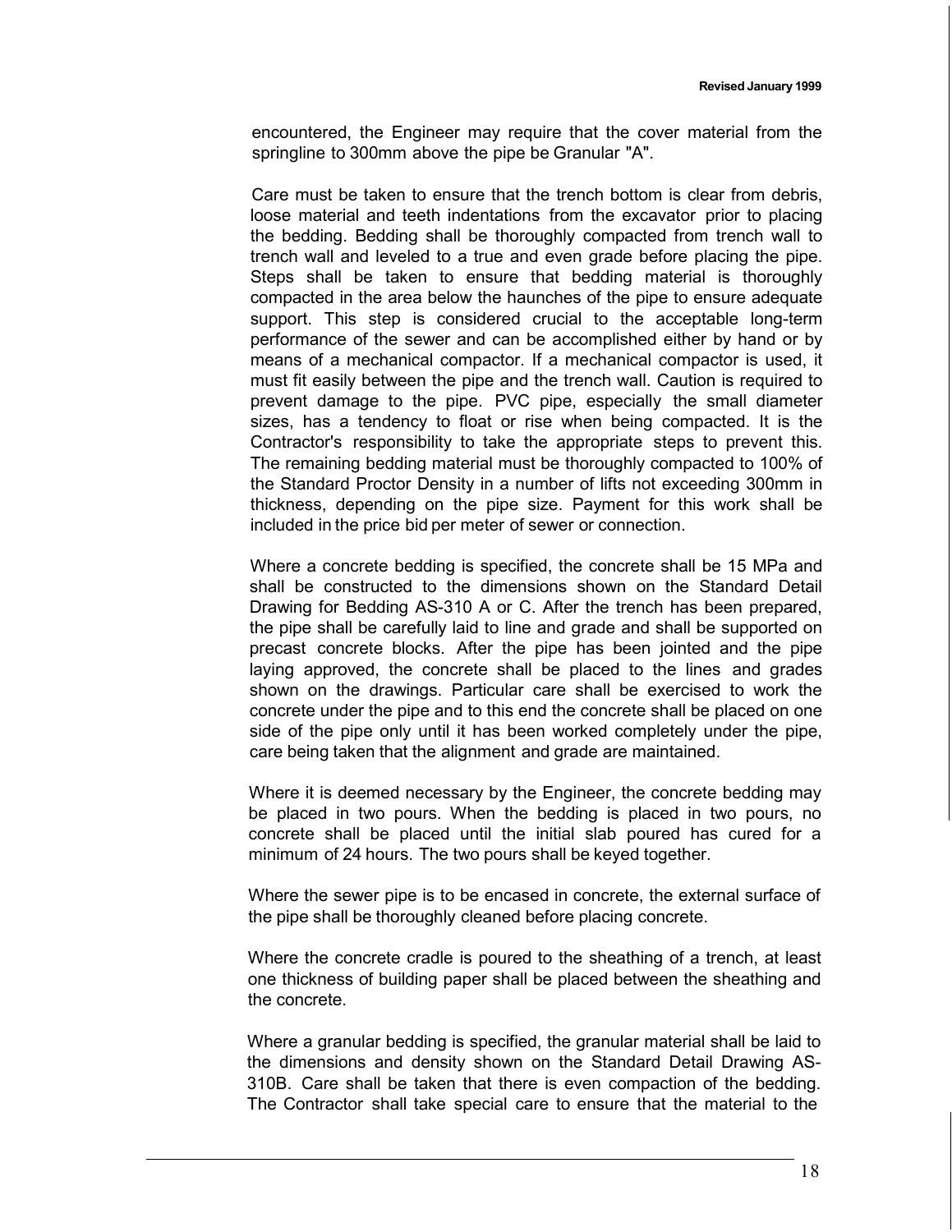encountered, the Engineer may require that the cover material from the springline to 300mm above the pipe be Granular "A".

Care must be taken to ensure that the trench bottom is clear from debris, loose material and teeth indentations from the excavator prior to placing the bedding. Bedding shall be thoroughly compacted from trench wall to trench wall and leveled to a true and even grade before placing the pipe. Steps shall be taken to ensure that bedding material is thoroughly compacted in the area below the haunches of the pipe to ensure adequate support. This step is considered crucial to the acceptable long-term performance of the sewer and can be accomplished either by hand or by means of a mechanical compactor. If a mechanical compactor is used, it must fit easily between the pipe and the trench wall. Caution is required to prevent damage to the pipe. PVC pipe, especially the small diameter sizes, has a tendency to float or rise when being compacted. It is the Contractor's responsibility to take the appropriate steps to prevent this. The remaining bedding material must be thoroughly compacted to 100% of the Standard Proctor Density in a number of lifts not exceeding 300mm in thickness, depending on the pipe size. Payment for this work shall be included in the price bid per meter of sewer or connection.

Where a concrete bedding is specified, the concrete shall be 15 MPa and shall be constructed to the dimensions shown on the Standard Detail Drawing for Bedding AS-310 A or C. After the trench has been prepared, the pipe shall be carefully laid to line and grade and shall be supported on precast concrete blocks. After the pipe has been jointed and the pipe laying approved, the concrete shall be placed to the lines and grades shown on the drawings. Particular care shall be exercised to work the concrete under the pipe and to this end the concrete shall be placed on one side of the pipe only until it has been worked completely under the pipe, care being taken that the alignment and grade are maintained.

Where it is deemed necessary by the Engineer, the concrete bedding may be placed in two pours. When the bedding is placed in two pours, no concrete shall be placed until the initial slab poured has cured for a minimum of 24 hours. The two pours shall be keyed together.

Where the sewer pipe is to be encased in concrete, the external surface of the pipe shall be thoroughly cleaned before placing concrete.

Where the concrete cradle is poured to the sheathing of a trench, at least one thickness of building paper shall be placed between the sheathing and the concrete.

Where a granular bedding is specified, the granular material shall be laid to the dimensions and density shown on the Standard Detail Drawing AS-310B. Care shall be taken that there is even compaction of the bedding. The Contractor shall take special care to ensure that the material to the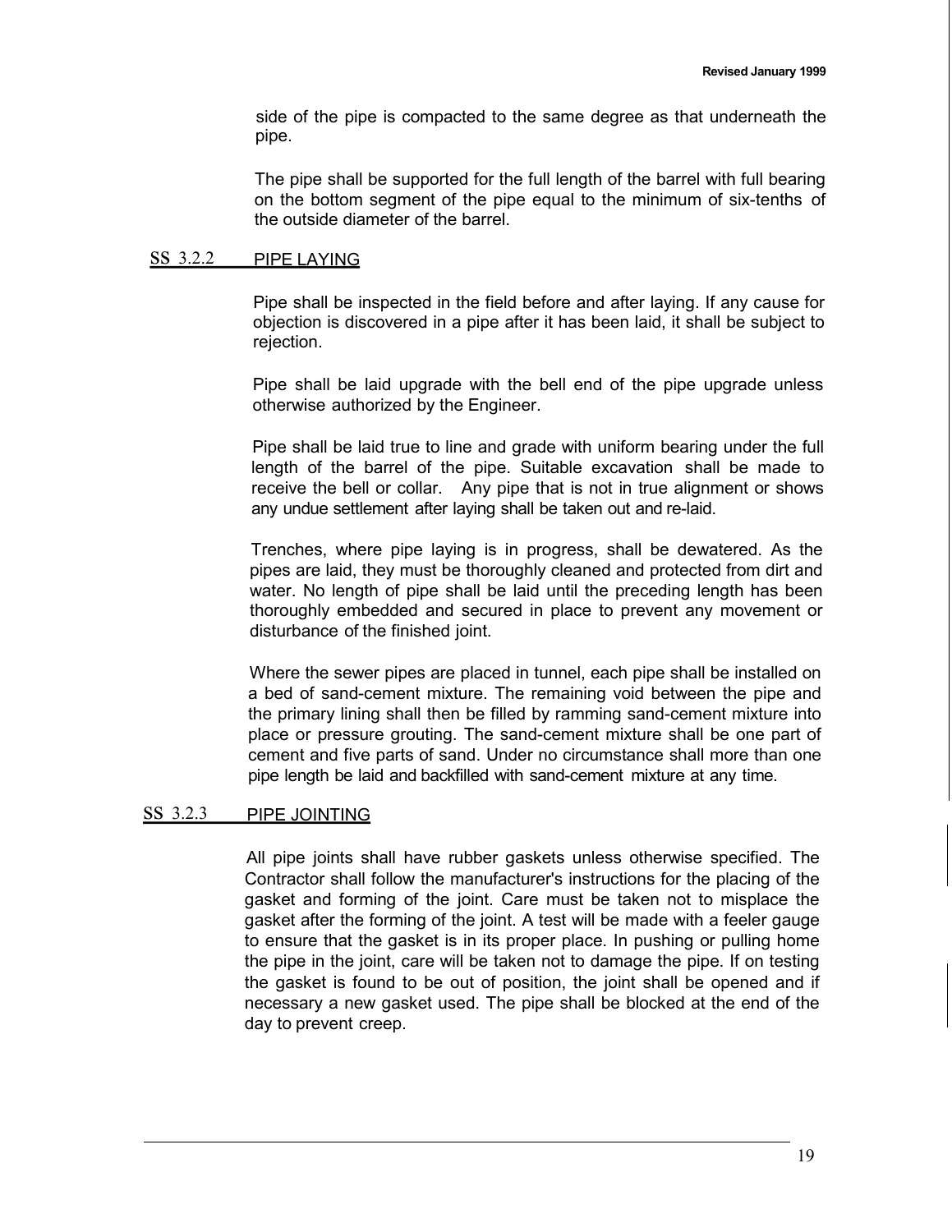side of the pipe is compacted to the same degree as that underneath the pipe.

The pipe shall be supported for the full length of the barrel with full bearing on the bottom segment of the pipe equal to the minimum of six-tenths of the outside diameter of the barrel.

### SS 3.2.2 PIPE LAYING

Pipe shall be inspected in the field before and after laying. If any cause for objection is discovered in a pipe after it has been laid, it shall be subject to rejection.

Pipe shall be laid upgrade with the bell end of the pipe upgrade unless otherwise authorized by the Engineer.

Pipe shall be laid true to line and grade with uniform bearing under the full length of the barrel of the pipe. Suitable excavation shall be made to receive the bell or collar. Any pipe that is not in true alignment or shows any undue settlement after laying shall be taken out and re-laid.

Trenches, where pipe laying is in progress, shall be dewatered. As the pipes are laid, they must be thoroughly cleaned and protected from dirt and water. No length of pipe shall be laid until the preceding length has been thoroughly embedded and secured in place to prevent any movement or disturbance of the finished joint.

Where the sewer pipes are placed in tunnel, each pipe shall be installed on a bed of sand-cement mixture. The remaining void between the pipe and the primary lining shall then be filled by ramming sand-cement mixture into place or pressure grouting. The sand-cement mixture shall be one part of cement and five parts of sand. Under no circumstance shall more than one pipe length be laid and backfilled with sand-cement mixture at any time.

### SS 3.2.3 PIPE JOINTING

All pipe joints shall have rubber gaskets unless otherwise specified. The Contractor shall follow the manufacturer's instructions for the placing of the gasket and forming of the joint. Care must be taken not to misplace the gasket after the forming of the joint. A test will be made with a feeler gauge to ensure that the gasket is in its proper place. In pushing or pulling home the pipe in the joint, care will be taken not to damage the pipe. If on testing the gasket is found to be out of position, the joint shall be opened and if necessary a new gasket used. The pipe shall be blocked at the end of the day to prevent creep.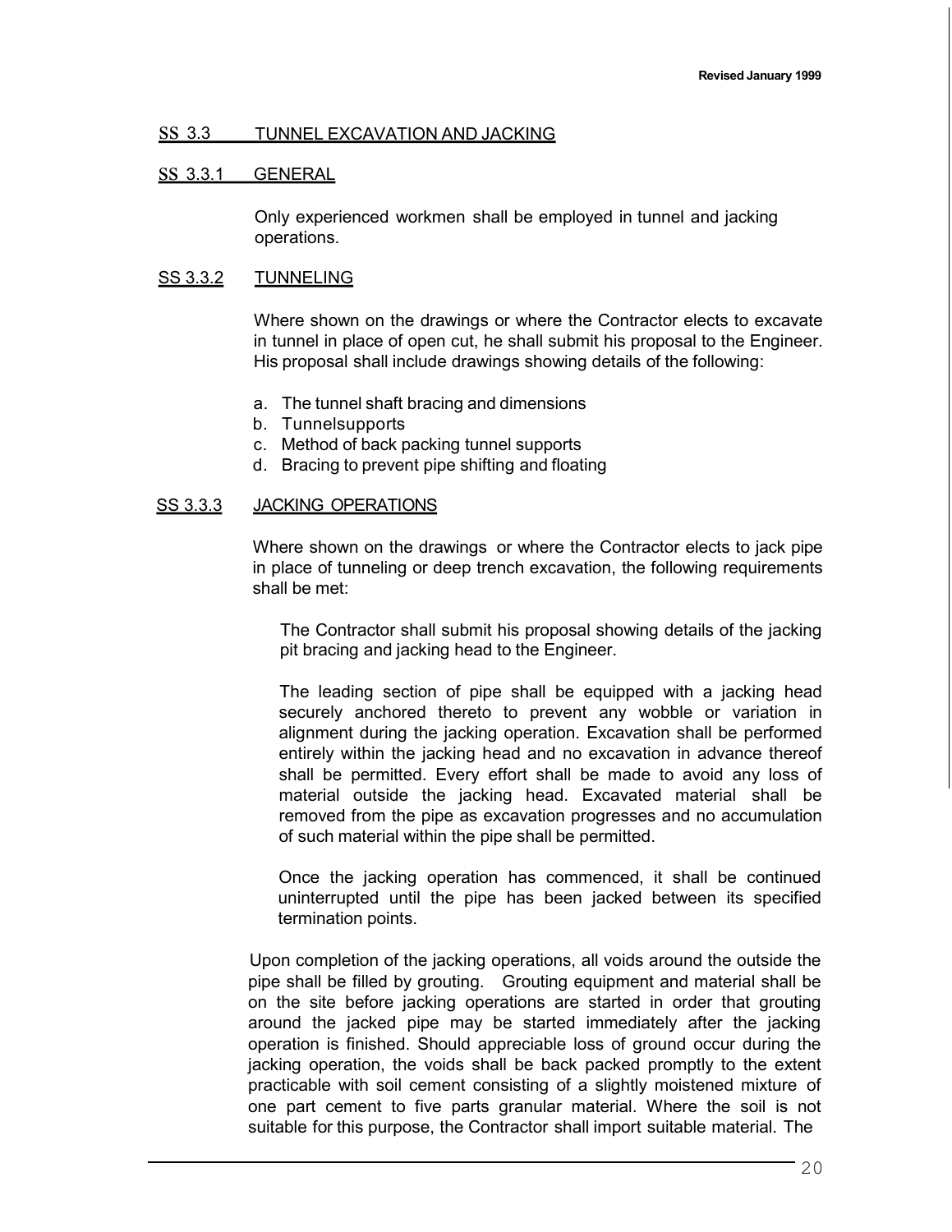## SS 3.3 TUNNEL EXCAVATION AND JACKING

### SS 3.3.1 GENERAL

Only experienced workmen shall be employed in tunnel and jacking operations.

### SS 3.3.2 TUNNELING

Where shown on the drawings or where the Contractor elects to excavate in tunnel in place of open cut, he shall submit his proposal to the Engineer. His proposal shall include drawings showing details of the following:

a. The tunnel shaft bracing and dimensions
b. Tunnelsupports
c. Method of back packing tunnel supports
d. Bracing to prevent pipe shifting and floating

### SS 3.3.3 JACKING OPERATIONS

Where shown on the drawings or where the Contractor elects to jack pipe in place of tunneling or deep trench excavation, the following requirements shall be met:

The Contractor shall submit his proposal showing details of the jacking pit bracing and jacking head to the Engineer.

The leading section of pipe shall be equipped with a jacking head securely anchored thereto to prevent any wobble or variation in alignment during the jacking operation. Excavation shall be performed entirely within the jacking head and no excavation in advance thereof shall be permitted. Every effort shall be made to avoid any loss of material outside the jacking head. Excavated material shall be removed from the pipe as excavation progresses and no accumulation of such material within the pipe shall be permitted.

Once the jacking operation has commenced, it shall be continued uninterrupted until the pipe has been jacked between its specified termination points.

Upon completion of the jacking operations, all voids around the outside the pipe shall be filled by grouting. Grouting equipment and material shall be on the site before jacking operations are started in order that grouting around the jacked pipe may be started immediately after the jacking operation is finished. Should appreciable loss of ground occur during the jacking operation, the voids shall be back packed promptly to the extent practicable with soil cement consisting of a slightly moistened mixture of one part cement to five parts granular material. Where the soil is not suitable for this purpose, the Contractor shall import suitable material. The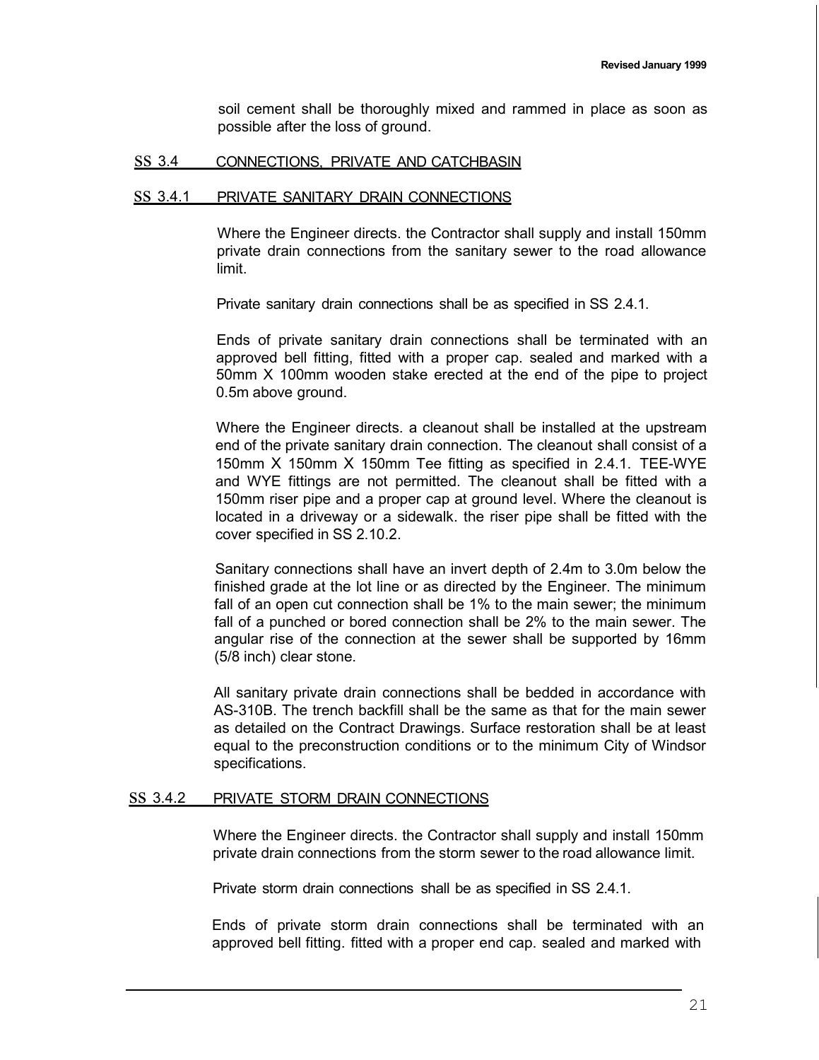soil cement shall be thoroughly mixed and rammed in place as soon as possible after the loss of ground.

## SS 3.4 CONNECTIONS, PRIVATE AND CATCHBASIN

### SS 3.4.1 PRIVATE SANITARY DRAIN CONNECTIONS

Where the Engineer directs. the Contractor shall supply and install 150mm private drain connections from the sanitary sewer to the road allowance limit.

Private sanitary drain connections shall be as specified in SS 2.4.1.

Ends of private sanitary drain connections shall be terminated with an approved bell fitting, fitted with a proper cap. sealed and marked with a 50mm X 100mm wooden stake erected at the end of the pipe to project 0.5m above ground.

Where the Engineer directs. a cleanout shall be installed at the upstream end of the private sanitary drain connection. The cleanout shall consist of a 150mm X 150mm X 150mm Tee fitting as specified in 2.4.1. TEE-WYE and WYE fittings are not permitted. The cleanout shall be fitted with a 150mm riser pipe and a proper cap at ground level. Where the cleanout is located in a driveway or a sidewalk. the riser pipe shall be fitted with the cover specified in SS 2.10.2.

Sanitary connections shall have an invert depth of 2.4m to 3.0m below the finished grade at the lot line or as directed by the Engineer. The minimum fall of an open cut connection shall be 1% to the main sewer; the minimum fall of a punched or bored connection shall be 2% to the main sewer. The angular rise of the connection at the sewer shall be supported by 16mm (5/8 inch) clear stone.

All sanitary private drain connections shall be bedded in accordance with AS-310B. The trench backfill shall be the same as that for the main sewer as detailed on the Contract Drawings. Surface restoration shall be at least equal to the preconstruction conditions or to the minimum City of Windsor specifications.

### SS 3.4.2 PRIVATE STORM DRAIN CONNECTIONS

Where the Engineer directs. the Contractor shall supply and install 150mm private drain connections from the storm sewer to the road allowance limit.

Private storm drain connections shall be as specified in SS 2.4.1.

Ends of private storm drain connections shall be terminated with an approved bell fitting. fitted with a proper end cap. sealed and marked with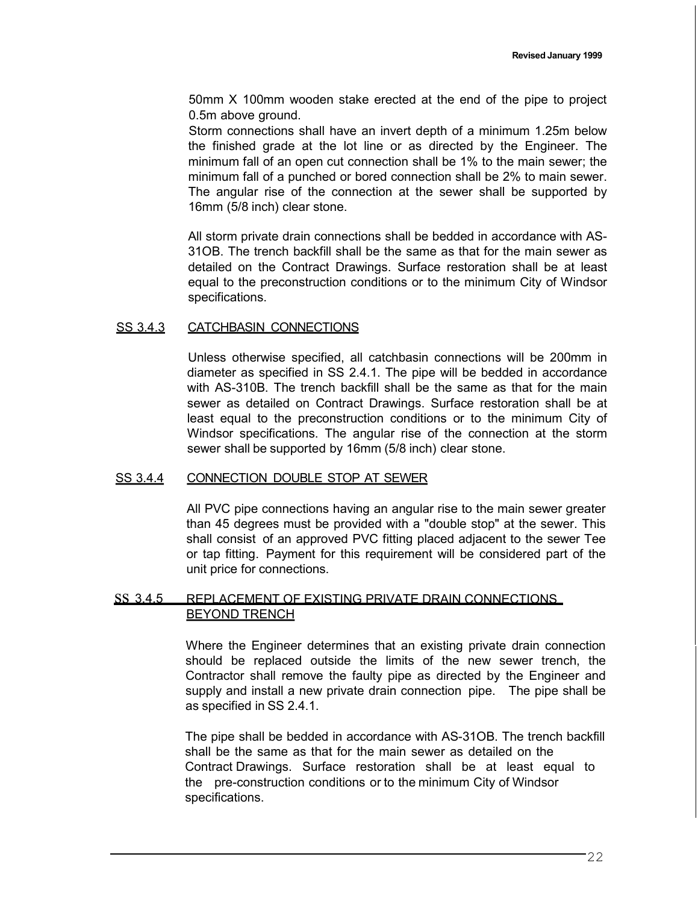50mm X 100mm wooden stake erected at the end of the pipe to project 0.5m above ground.

Storm connections shall have an invert depth of a minimum 1.25m below the finished grade at the lot line or as directed by the Engineer. The minimum fall of an open cut connection shall be 1% to the main sewer; the minimum fall of a punched or bored connection shall be 2% to main sewer. The angular rise of the connection at the sewer shall be supported by 16mm (5/8 inch) clear stone.

All storm private drain connections shall be bedded in accordance with AS-31OB. The trench backfill shall be the same as that for the main sewer as detailed on the Contract Drawings. Surface restoration shall be at least equal to the preconstruction conditions or to the minimum City of Windsor specifications.

## SS 3.4.3 CATCHBASIN CONNECTIONS

Unless otherwise specified, all catchbasin connections will be 200mm in diameter as specified in SS 2.4.1. The pipe will be bedded in accordance with AS-310B. The trench backfill shall be the same as that for the main sewer as detailed on Contract Drawings. Surface restoration shall be at least equal to the preconstruction conditions or to the minimum City of Windsor specifications. The angular rise of the connection at the storm sewer shall be supported by 16mm (5/8 inch) clear stone.

## SS 3.4.4 CONNECTION DOUBLE STOP AT SEWER

All PVC pipe connections having an angular rise to the main sewer greater than 45 degrees must be provided with a "double stop" at the sewer. This shall consist of an approved PVC fitting placed adjacent to the sewer Tee or tap fitting. Payment for this requirement will be considered part of the unit price for connections.

## SS 3.4.5 REPLACEMENT OF EXISTING PRIVATE DRAIN CONNECTIONS BEYOND TRENCH

Where the Engineer determines that an existing private drain connection should be replaced outside the limits of the new sewer trench, the Contractor shall remove the faulty pipe as directed by the Engineer and supply and install a new private drain connection pipe. The pipe shall be as specified in SS 2.4.1.

The pipe shall be bedded in accordance with AS-31OB. The trench backfill shall be the same as that for the main sewer as detailed on the Contract Drawings. Surface restoration shall be at least equal to the pre-construction conditions or to the minimum City of Windsor specifications.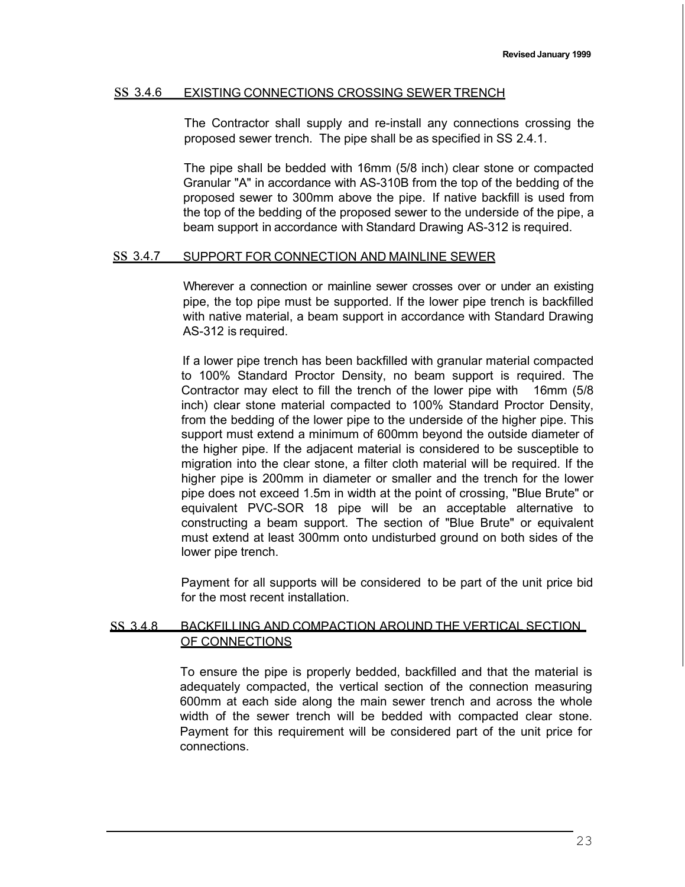### SS 3.4.6 EXISTING CONNECTIONS CROSSING SEWER TRENCH

The Contractor shall supply and re-install any connections crossing the proposed sewer trench. The pipe shall be as specified in SS 2.4.1.

The pipe shall be bedded with 16mm (5/8 inch) clear stone or compacted Granular "A" in accordance with AS-310B from the top of the bedding of the proposed sewer to 300mm above the pipe. If native backfill is used from the top of the bedding of the proposed sewer to the underside of the pipe, a beam support in accordance with Standard Drawing AS-312 is required.

### SS 3.4.7 SUPPORT FOR CONNECTION AND MAINLINE SEWER

Wherever a connection or mainline sewer crosses over or under an existing pipe, the top pipe must be supported. If the lower pipe trench is backfilled with native material, a beam support in accordance with Standard Drawing AS-312 is required.

If a lower pipe trench has been backfilled with granular material compacted to 100% Standard Proctor Density, no beam support is required. The Contractor may elect to fill the trench of the lower pipe with 16mm (5/8 inch) clear stone material compacted to 100% Standard Proctor Density, from the bedding of the lower pipe to the underside of the higher pipe. This support must extend a minimum of 600mm beyond the outside diameter of the higher pipe. If the adjacent material is considered to be susceptible to migration into the clear stone, a filter cloth material will be required. If the higher pipe is 200mm in diameter or smaller and the trench for the lower pipe does not exceed 1.5m in width at the point of crossing, "Blue Brute" or equivalent PVC-SOR 18 pipe will be an acceptable alternative to constructing a beam support. The section of "Blue Brute" or equivalent must extend at least 300mm onto undisturbed ground on both sides of the lower pipe trench.

Payment for all supports will be considered to be part of the unit price bid for the most recent installation.

### SS 3.4.8 BACKFILLING AND COMPACTION AROUND THE VERTICAL SECTION OF CONNECTIONS

To ensure the pipe is properly bedded, backfilled and that the material is adequately compacted, the vertical section of the connection measuring 600mm at each side along the main sewer trench and across the whole width of the sewer trench will be bedded with compacted clear stone. Payment for this requirement will be considered part of the unit price for connections.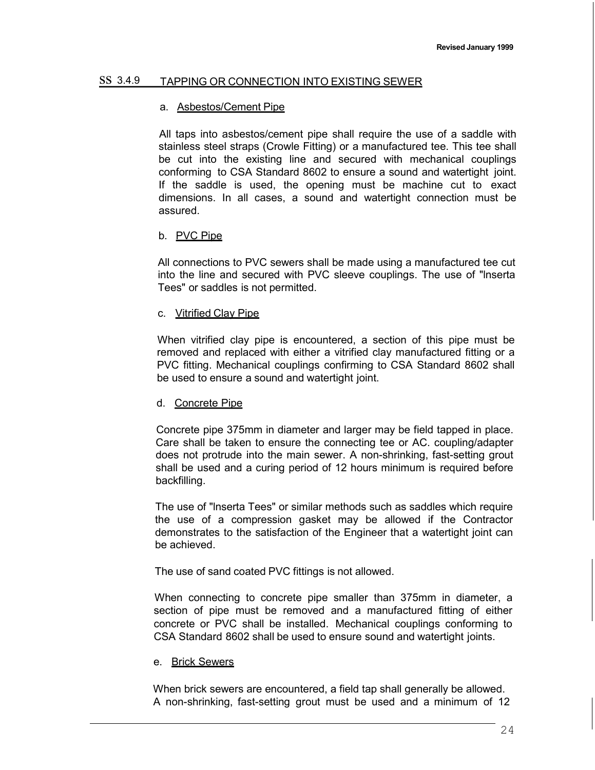## SS 3.4.9 TAPPING OR CONNECTION INTO EXISTING SEWER

a. Asbestos/Cement Pipe

All taps into asbestos/cement pipe shall require the use of a saddle with stainless steel straps (Crowle Fitting) or a manufactured tee. This tee shall be cut into the existing line and secured with mechanical couplings conforming to CSA Standard 8602 to ensure a sound and watertight joint. If the saddle is used, the opening must be machine cut to exact dimensions. In all cases, a sound and watertight connection must be assured.

b. PVC Pipe

All connections to PVC sewers shall be made using a manufactured tee cut into the line and secured with PVC sleeve couplings. The use of "lnserta Tees" or saddles is not permitted.

c. Vitrified Clay Pipe

When vitrified clay pipe is encountered, a section of this pipe must be removed and replaced with either a vitrified clay manufactured fitting or a PVC fitting. Mechanical couplings confirming to CSA Standard 8602 shall be used to ensure a sound and watertight joint.

d. Concrete Pipe

Concrete pipe 375mm in diameter and larger may be field tapped in place. Care shall be taken to ensure the connecting tee or AC. coupling/adapter does not protrude into the main sewer. A non-shrinking, fast-setting grout shall be used and a curing period of 12 hours minimum is required before backfilling.

The use of "lnserta Tees" or similar methods such as saddles which require the use of a compression gasket may be allowed if the Contractor demonstrates to the satisfaction of the Engineer that a watertight joint can be achieved.

The use of sand coated PVC fittings is not allowed.

When connecting to concrete pipe smaller than 375mm in diameter, a section of pipe must be removed and a manufactured fitting of either concrete or PVC shall be installed. Mechanical couplings conforming to CSA Standard 8602 shall be used to ensure sound and watertight joints.

e. Brick Sewers

When brick sewers are encountered, a field tap shall generally be allowed. A non-shrinking, fast-setting grout must be used and a minimum of 12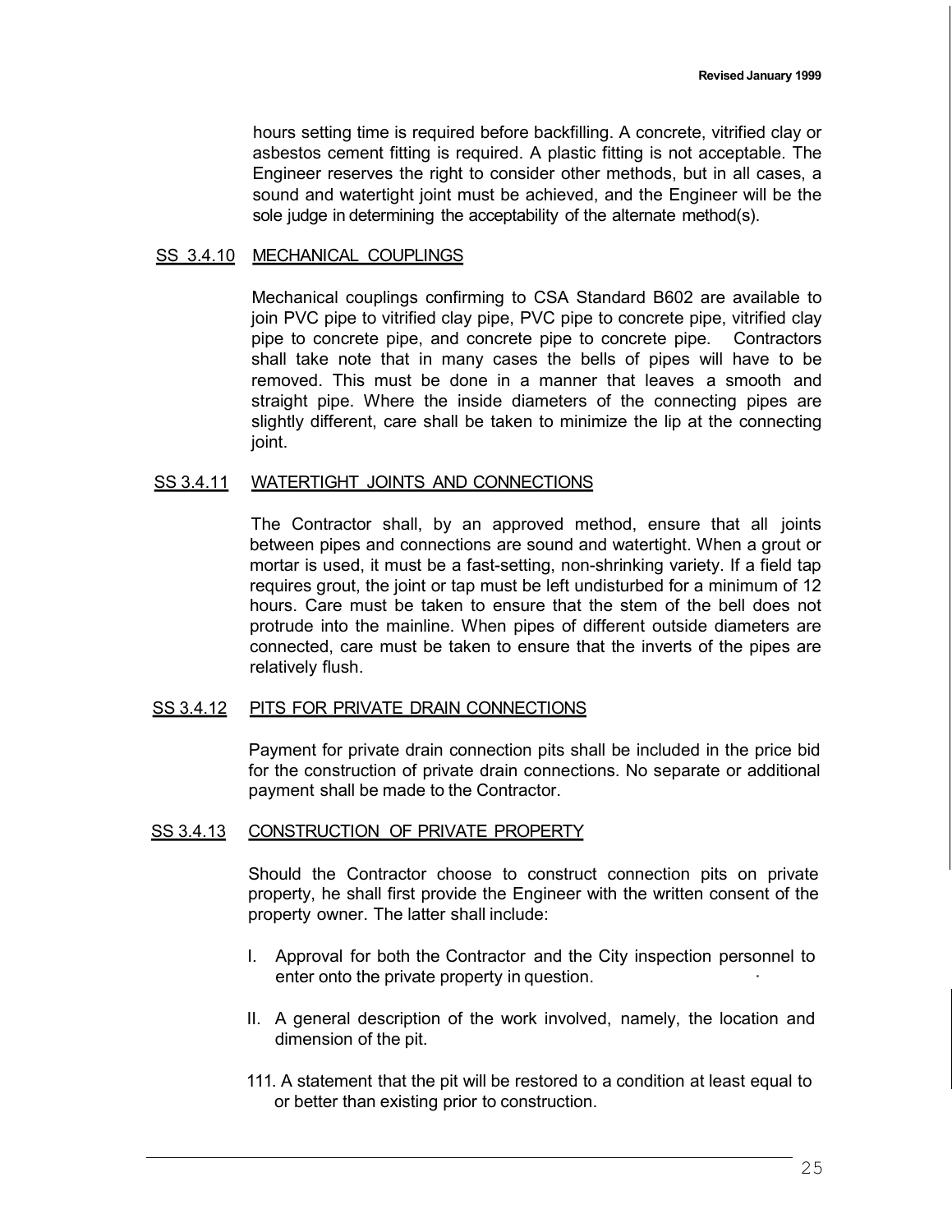hours setting time is required before backfilling. A concrete, vitrified clay or asbestos cement fitting is required. A plastic fitting is not acceptable. The Engineer reserves the right to consider other methods, but in all cases, a sound and watertight joint must be achieved, and the Engineer will be the sole judge in determining the acceptability of the alternate method(s).

## SS 3.4.10 MECHANICAL COUPLINGS

Mechanical couplings confirming to CSA Standard B602 are available to join PVC pipe to vitrified clay pipe, PVC pipe to concrete pipe, vitrified clay pipe to concrete pipe, and concrete pipe to concrete pipe. Contractors shall take note that in many cases the bells of pipes will have to be removed. This must be done in a manner that leaves a smooth and straight pipe. Where the inside diameters of the connecting pipes are slightly different, care shall be taken to minimize the lip at the connecting joint.

## SS 3.4.11 WATERTIGHT JOINTS AND CONNECTIONS

The Contractor shall, by an approved method, ensure that all joints between pipes and connections are sound and watertight. When a grout or mortar is used, it must be a fast-setting, non-shrinking variety. If a field tap requires grout, the joint or tap must be left undisturbed for a minimum of 12 hours. Care must be taken to ensure that the stem of the bell does not protrude into the mainline. When pipes of different outside diameters are connected, care must be taken to ensure that the inverts of the pipes are relatively flush.

## SS 3.4.12 PITS FOR PRIVATE DRAIN CONNECTIONS

Payment for private drain connection pits shall be included in the price bid for the construction of private drain connections. No separate or additional payment shall be made to the Contractor.

## SS 3.4.13 CONSTRUCTION OF PRIVATE PROPERTY

Should the Contractor choose to construct connection pits on private property, he shall first provide the Engineer with the written consent of the property owner. The latter shall include:

I. Approval for both the Contractor and the City inspection personnel to enter onto the private property in question.

II. A general description of the work involved, namely, the location and dimension of the pit.

III. A statement that the pit will be restored to a condition at least equal to or better than existing prior to construction.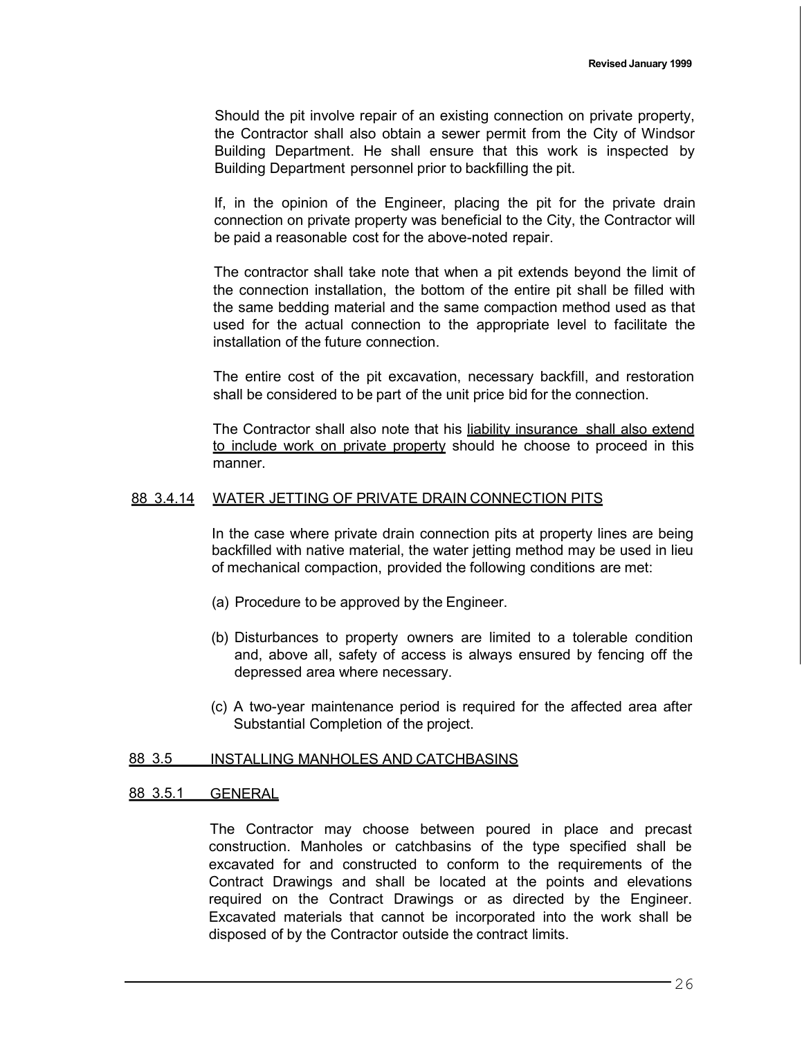Should the pit involve repair of an existing connection on private property, the Contractor shall also obtain a sewer permit from the City of Windsor Building Department. He shall ensure that this work is inspected by Building Department personnel prior to backfilling the pit.

If, in the opinion of the Engineer, placing the pit for the private drain connection on private property was beneficial to the City, the Contractor will be paid a reasonable cost for the above-noted repair.

The contractor shall take note that when a pit extends beyond the limit of the connection installation, the bottom of the entire pit shall be filled with the same bedding material and the same compaction method used as that used for the actual connection to the appropriate level to facilitate the installation of the future connection.

The entire cost of the pit excavation, necessary backfill, and restoration shall be considered to be part of the unit price bid for the connection.

The Contractor shall also note that his <u>liability insurance shall also extend to include work on private property</u> should he choose to proceed in this manner.

### 88 3.4.14 WATER JETTING OF PRIVATE DRAIN CONNECTION PITS

In the case where private drain connection pits at property lines are being backfilled with native material, the water jetting method may be used in lieu of mechanical compaction, provided the following conditions are met:

(a) Procedure to be approved by the Engineer.

(b) Disturbances to property owners are limited to a tolerable condition and, above all, safety of access is always ensured by fencing off the depressed area where necessary.

(c) A two-year maintenance period is required for the affected area after Substantial Completion of the project.

## 88 3.5 INSTALLING MANHOLES AND CATCHBASINS

### 88 3.5.1 GENERAL

The Contractor may choose between poured in place and precast construction. Manholes or catchbasins of the type specified shall be excavated for and constructed to conform to the requirements of the Contract Drawings and shall be located at the points and elevations required on the Contract Drawings or as directed by the Engineer. Excavated materials that cannot be incorporated into the work shall be disposed of by the Contractor outside the contract limits.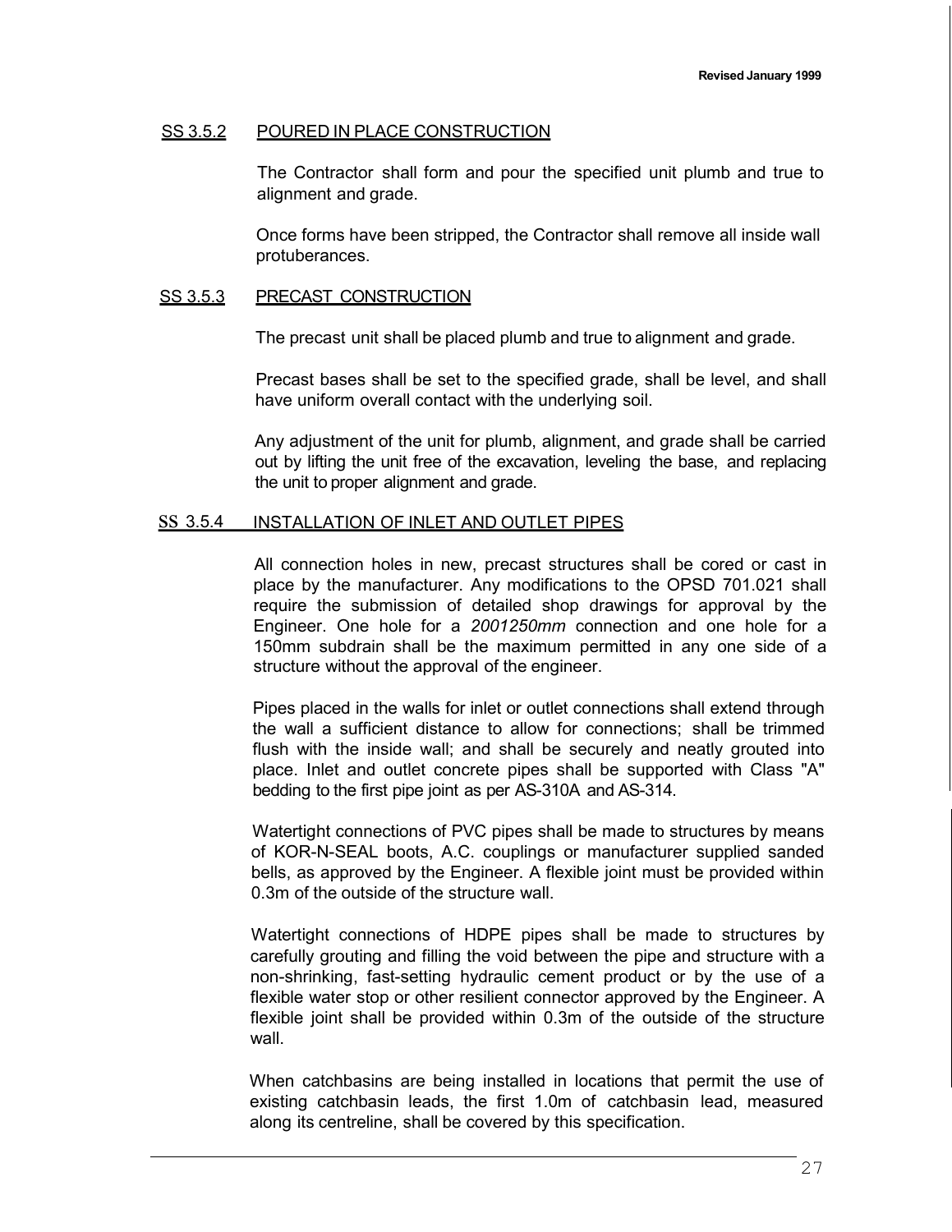## SS 3.5.2 POURED IN PLACE CONSTRUCTION

The Contractor shall form and pour the specified unit plumb and true to alignment and grade.

Once forms have been stripped, the Contractor shall remove all inside wall protuberances.

## SS 3.5.3 PRECAST CONSTRUCTION

The precast unit shall be placed plumb and true to alignment and grade.

Precast bases shall be set to the specified grade, shall be level, and shall have uniform overall contact with the underlying soil.

Any adjustment of the unit for plumb, alignment, and grade shall be carried out by lifting the unit free of the excavation, leveling the base, and replacing the unit to proper alignment and grade.

## SS 3.5.4 INSTALLATION OF INLET AND OUTLET PIPES

All connection holes in new, precast structures shall be cored or cast in place by the manufacturer. Any modifications to the OPSD 701.021 shall require the submission of detailed shop drawings for approval by the Engineer. One hole for a *2001250mm* connection and one hole for a 150mm subdrain shall be the maximum permitted in any one side of a structure without the approval of the engineer.

Pipes placed in the walls for inlet or outlet connections shall extend through the wall a sufficient distance to allow for connections; shall be trimmed flush with the inside wall; and shall be securely and neatly grouted into place. Inlet and outlet concrete pipes shall be supported with Class "A" bedding to the first pipe joint as per AS-310A and AS-314.

Watertight connections of PVC pipes shall be made to structures by means of KOR-N-SEAL boots, A.C. couplings or manufacturer supplied sanded bells, as approved by the Engineer. A flexible joint must be provided within 0.3m of the outside of the structure wall.

Watertight connections of HDPE pipes shall be made to structures by carefully grouting and filling the void between the pipe and structure with a non-shrinking, fast-setting hydraulic cement product or by the use of a flexible water stop or other resilient connector approved by the Engineer. A flexible joint shall be provided within 0.3m of the outside of the structure wall.

When catchbasins are being installed in locations that permit the use of existing catchbasin leads, the first 1.0m of catchbasin lead, measured along its centreline, shall be covered by this specification.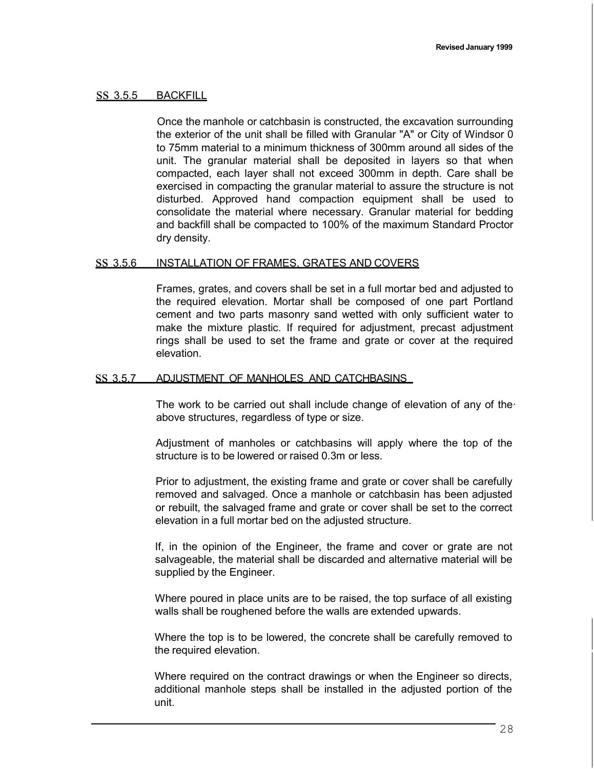## SS 3.5.5 BACKFILL

Once the manhole or catchbasin is constructed, the excavation surrounding the exterior of the unit shall be filled with Granular "A" or City of Windsor 0 to 75mm material to a minimum thickness of 300mm around all sides of the unit. The granular material shall be deposited in layers so that when compacted, each layer shall not exceed 300mm in depth. Care shall be exercised in compacting the granular material to assure the structure is not disturbed. Approved hand compaction equipment shall be used to consolidate the material where necessary. Granular material for bedding and backfill shall be compacted to 100% of the maximum Standard Proctor dry density.

## SS 3.5.6 INSTALLATION OF FRAMES, GRATES AND COVERS

Frames, grates, and covers shall be set in a full mortar bed and adjusted to the required elevation. Mortar shall be composed of one part Portland cement and two parts masonry sand wetted with only sufficient water to make the mixture plastic. If required for adjustment, precast adjustment rings shall be used to set the frame and grate or cover at the required elevation.

## SS 3.5.7 ADJUSTMENT OF MANHOLES AND CATCHBASINS

The work to be carried out shall include change of elevation of any of the above structures, regardless of type or size.

Adjustment of manholes or catchbasins will apply where the top of the structure is to be lowered or raised 0.3m or less.

Prior to adjustment, the existing frame and grate or cover shall be carefully removed and salvaged. Once a manhole or catchbasin has been adjusted or rebuilt, the salvaged frame and grate or cover shall be set to the correct elevation in a full mortar bed on the adjusted structure.

If, in the opinion of the Engineer, the frame and cover or grate are not salvageable, the material shall be discarded and alternative material will be supplied by the Engineer.

Where poured in place units are to be raised, the top surface of all existing walls shall be roughened before the walls are extended upwards.

Where the top is to be lowered, the concrete shall be carefully removed to the required elevation.

Where required on the contract drawings or when the Engineer so directs, additional manhole steps shall be installed in the adjusted portion of the unit.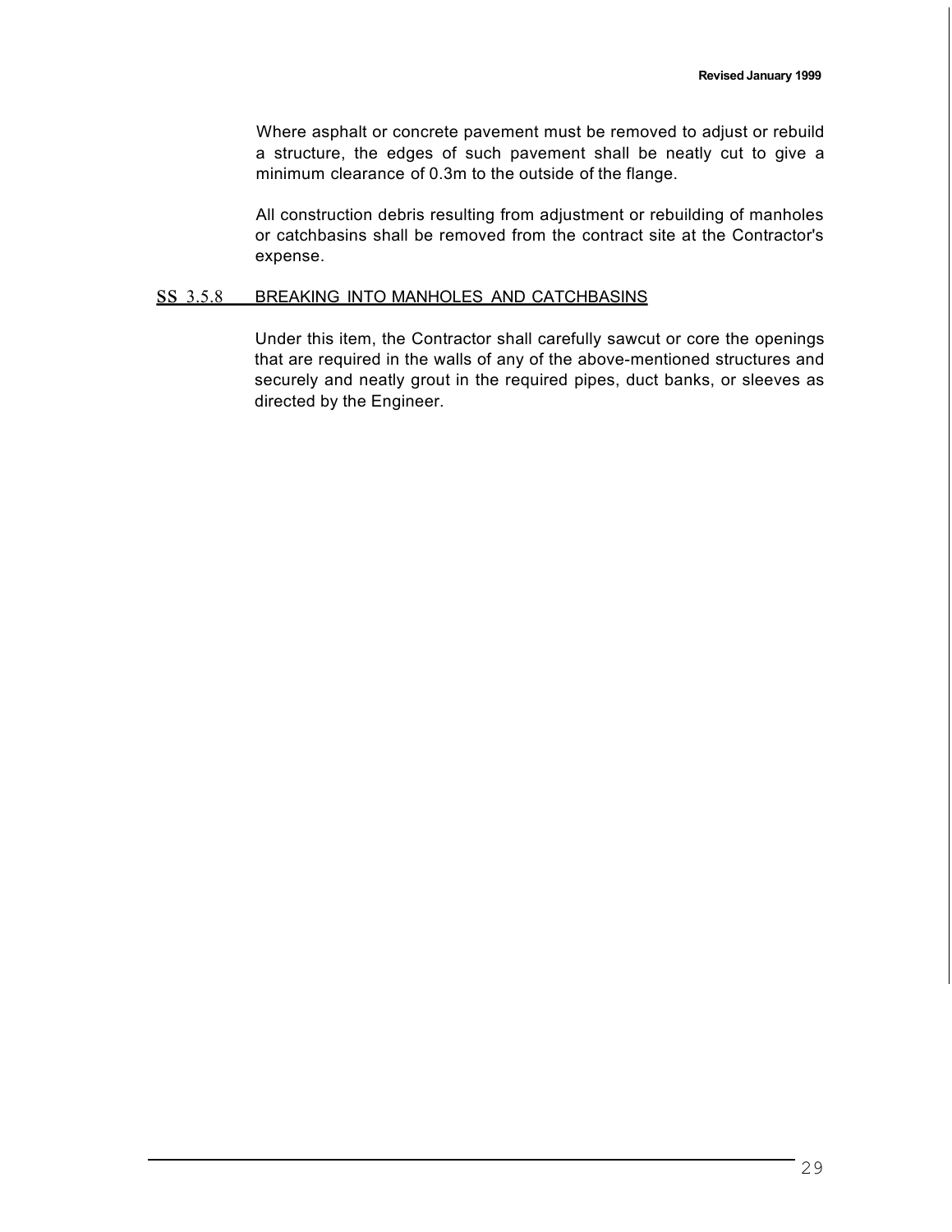Where asphalt or concrete pavement must be removed to adjust or rebuild a structure, the edges of such pavement shall be neatly cut to give a minimum clearance of 0.3m to the outside of the flange.

All construction debris resulting from adjustment or rebuilding of manholes or catchbasins shall be removed from the contract site at the Contractor's expense.

## SS 3.5.8 BREAKING INTO MANHOLES AND CATCHBASINS

Under this item, the Contractor shall carefully sawcut or core the openings that are required in the walls of any of the above-mentioned structures and securely and neatly grout in the required pipes, duct banks, or sleeves as directed by the Engineer.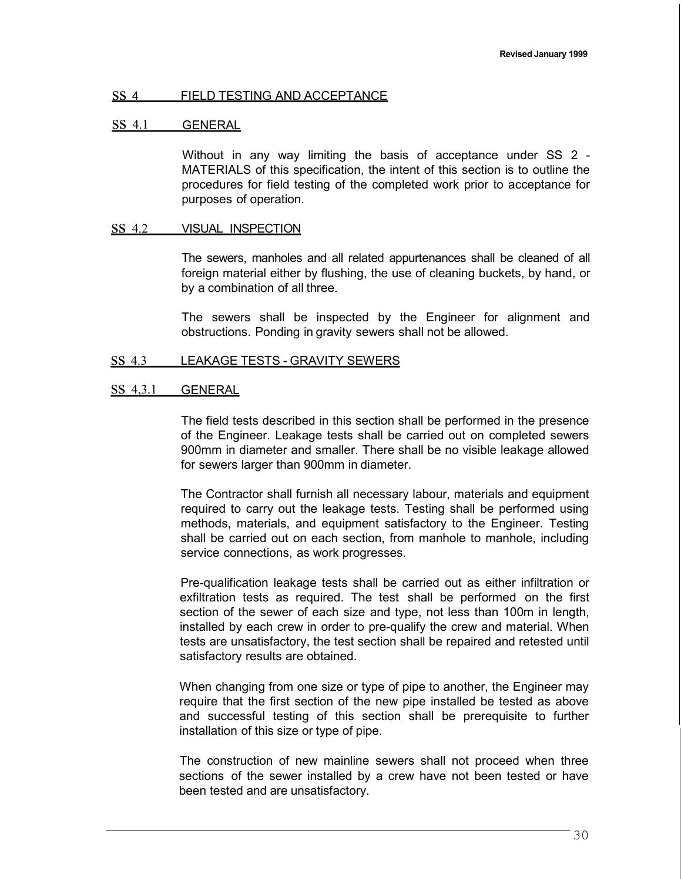## SS 4 FIELD TESTING AND ACCEPTANCE

### SS 4.1 GENERAL

Without in any way limiting the basis of acceptance under SS 2 - MATERIALS of this specification, the intent of this section is to outline the procedures for field testing of the completed work prior to acceptance for purposes of operation.

### SS 4.2 VISUAL INSPECTION

The sewers, manholes and all related appurtenances shall be cleaned of all foreign material either by flushing, the use of cleaning buckets, by hand, or by a combination of all three.

The sewers shall be inspected by the Engineer for alignment and obstructions. Ponding in gravity sewers shall not be allowed.

### SS 4.3 LEAKAGE TESTS - GRAVITY SEWERS

#### SS 4,3.1 GENERAL

The field tests described in this section shall be performed in the presence of the Engineer. Leakage tests shall be carried out on completed sewers 900mm in diameter and smaller. There shall be no visible leakage allowed for sewers larger than 900mm in diameter.

The Contractor shall furnish all necessary labour, materials and equipment required to carry out the leakage tests. Testing shall be performed using methods, materials, and equipment satisfactory to the Engineer. Testing shall be carried out on each section, from manhole to manhole, including service connections, as work progresses.

Pre-qualification leakage tests shall be carried out as either infiltration or exfiltration tests as required. The test shall be performed on the first section of the sewer of each size and type, not less than 100m in length, installed by each crew in order to pre-qualify the crew and material. When tests are unsatisfactory, the test section shall be repaired and retested until satisfactory results are obtained.

When changing from one size or type of pipe to another, the Engineer may require that the first section of the new pipe installed be tested as above and successful testing of this section shall be prerequisite to further installation of this size or type of pipe.

The construction of new mainline sewers shall not proceed when three sections of the sewer installed by a crew have not been tested or have been tested and are unsatisfactory.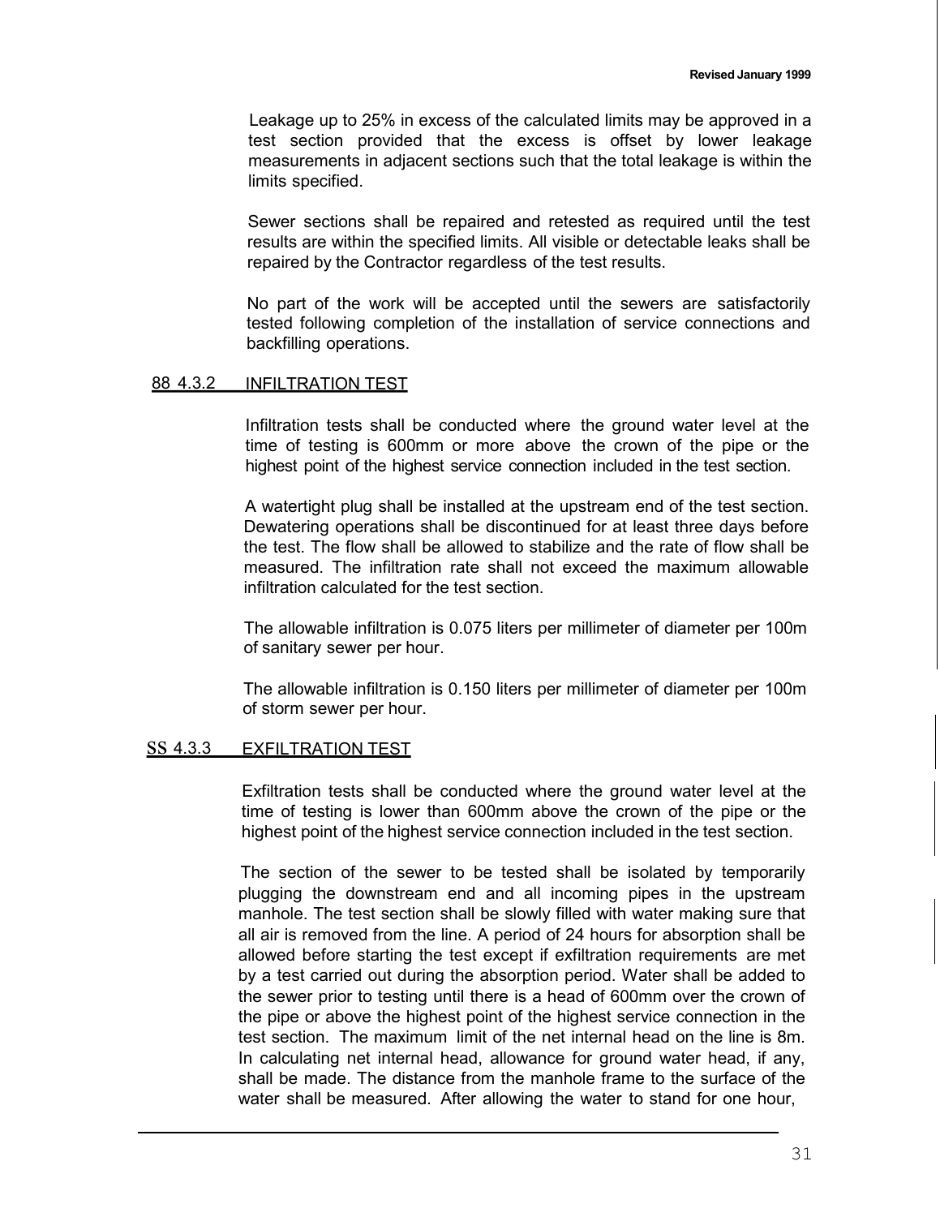Leakage up to 25% in excess of the calculated limits may be approved in a test section provided that the excess is offset by lower leakage measurements in adjacent sections such that the total leakage is within the limits specified.

Sewer sections shall be repaired and retested as required until the test results are within the specified limits. All visible or detectable leaks shall be repaired by the Contractor regardless of the test results.

No part of the work will be accepted until the sewers are satisfactorily tested following completion of the installation of service connections and backfilling operations.

### 88 4.3.2 INFILTRATION TEST

Infiltration tests shall be conducted where the ground water level at the time of testing is 600mm or more above the crown of the pipe or the highest point of the highest service connection included in the test section.

A watertight plug shall be installed at the upstream end of the test section. Dewatering operations shall be discontinued for at least three days before the test. The flow shall be allowed to stabilize and the rate of flow shall be measured. The infiltration rate shall not exceed the maximum allowable infiltration calculated for the test section.

The allowable infiltration is 0.075 liters per millimeter of diameter per 100m of sanitary sewer per hour.

The allowable infiltration is 0.150 liters per millimeter of diameter per 100m of storm sewer per hour.

### SS 4.3.3 EXFILTRATION TEST

Exfiltration tests shall be conducted where the ground water level at the time of testing is lower than 600mm above the crown of the pipe or the highest point of the highest service connection included in the test section.

The section of the sewer to be tested shall be isolated by temporarily plugging the downstream end and all incoming pipes in the upstream manhole. The test section shall be slowly filled with water making sure that all air is removed from the line. A period of 24 hours for absorption shall be allowed before starting the test except if exfiltration requirements are met by a test carried out during the absorption period. Water shall be added to the sewer prior to testing until there is a head of 600mm over the crown of the pipe or above the highest point of the highest service connection in the test section. The maximum limit of the net internal head on the line is 8m. In calculating net internal head, allowance for ground water head, if any, shall be made. The distance from the manhole frame to the surface of the water shall be measured. After allowing the water to stand for one hour,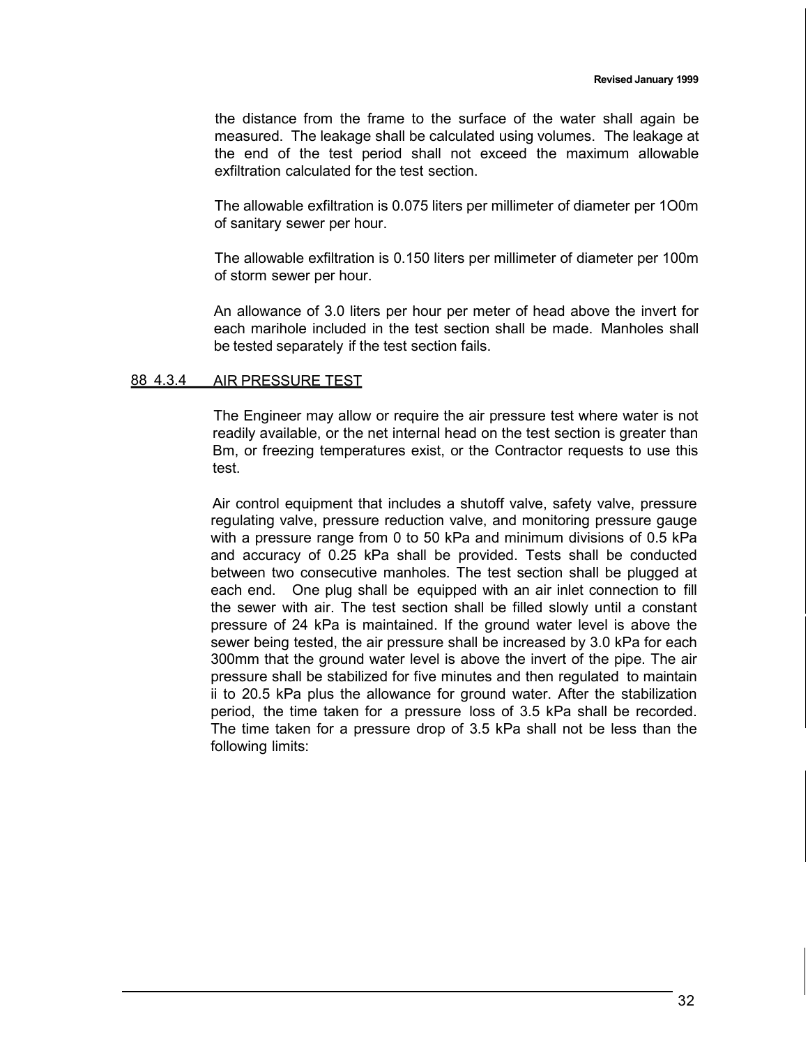the distance from the frame to the surface of the water shall again be measured. The leakage shall be calculated using volumes. The leakage at the end of the test period shall not exceed the maximum allowable exfiltration calculated for the test section.

The allowable exfiltration is 0.075 liters per millimeter of diameter per 1O0m of sanitary sewer per hour.

The allowable exfiltration is 0.150 liters per millimeter of diameter per 100m of storm sewer per hour.

An allowance of 3.0 liters per hour per meter of head above the invert for each marihole included in the test section shall be made. Manholes shall be tested separately if the test section fails.

## 88 4.3.4 AIR PRESSURE TEST

The Engineer may allow or require the air pressure test where water is not readily available, or the net internal head on the test section is greater than Bm, or freezing temperatures exist, or the Contractor requests to use this test.

Air control equipment that includes a shutoff valve, safety valve, pressure regulating valve, pressure reduction valve, and monitoring pressure gauge with a pressure range from 0 to 50 kPa and minimum divisions of 0.5 kPa and accuracy of 0.25 kPa shall be provided. Tests shall be conducted between two consecutive manholes. The test section shall be plugged at each end. One plug shall be equipped with an air inlet connection to fill the sewer with air. The test section shall be filled slowly until a constant pressure of 24 kPa is maintained. If the ground water level is above the sewer being tested, the air pressure shall be increased by 3.0 kPa for each 300mm that the ground water level is above the invert of the pipe. The air pressure shall be stabilized for five minutes and then regulated to maintain ii to 20.5 kPa plus the allowance for ground water. After the stabilization period, the time taken for a pressure loss of 3.5 kPa shall be recorded. The time taken for a pressure drop of 3.5 kPa shall not be less than the following limits: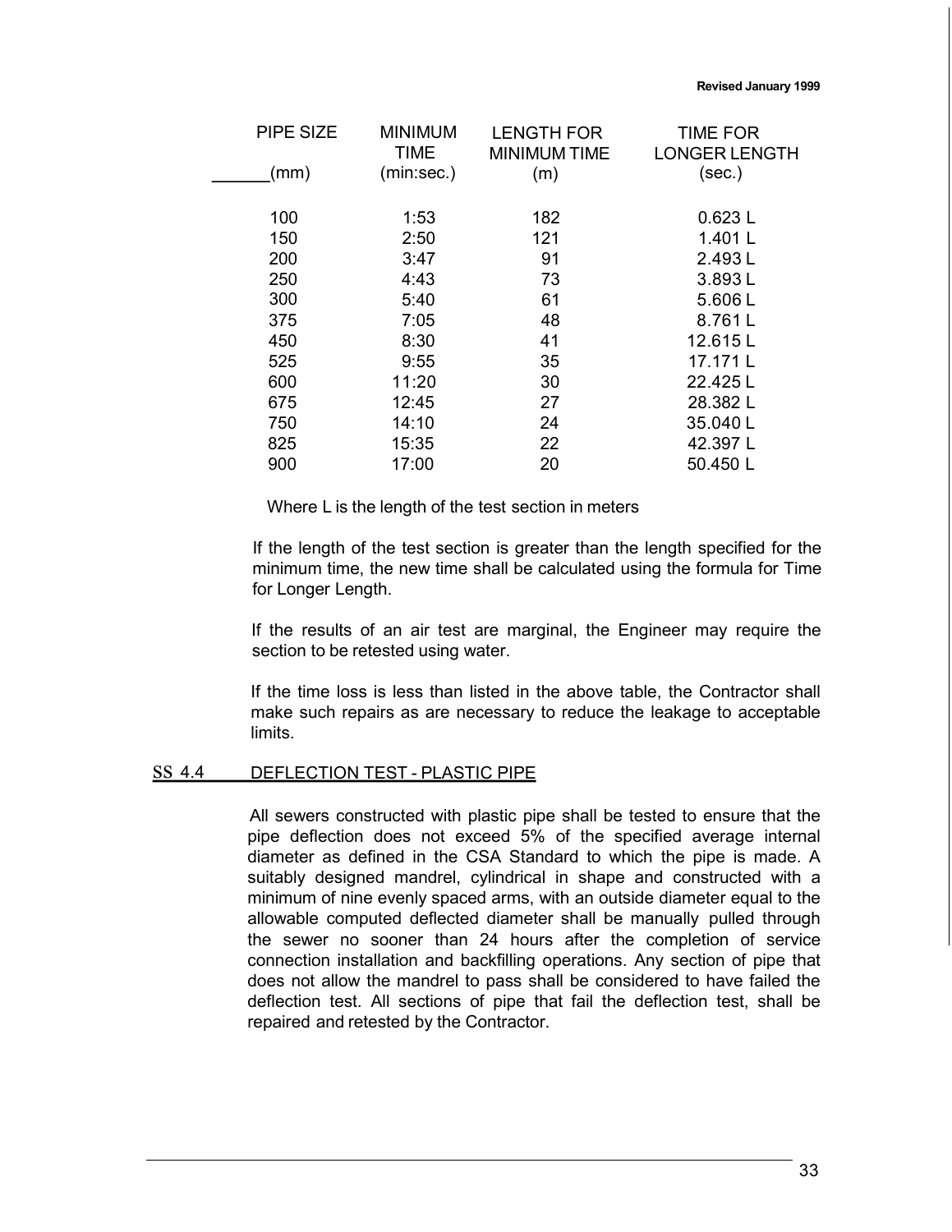| PIPE SIZE (mm) | MINIMUM TIME (min:sec.) | LENGTH FOR MINIMUM TIME (m) | TIME FOR LONGER LENGTH (sec.) |
|---|---|---|---|
| 100 | 1:53 | 182 | 0.623 L |
| 150 | 2:50 | 121 | 1.401 L |
| 200 | 3:47 | 91 | 2.493 L |
| 250 | 4:43 | 73 | 3.893 L |
| 300 | 5:40 | 61 | 5.606 L |
| 375 | 7:05 | 48 | 8.761 L |
| 450 | 8:30 | 41 | 12.615 L |
| 525 | 9:55 | 35 | 17.171 L |
| 600 | 11:20 | 30 | 22.425 L |
| 675 | 12:45 | 27 | 28.382 L |
| 750 | 14:10 | 24 | 35.040 L |
| 825 | 15:35 | 22 | 42.397 L |
| 900 | 17:00 | 20 | 50.450 L |

Where L is the length of the test section in meters

If the length of the test section is greater than the length specified for the minimum time, the new time shall be calculated using the formula for Time for Longer Length.

If the results of an air test are marginal, the Engineer may require the section to be retested using water.

If the time loss is less than listed in the above table, the Contractor shall make such repairs as are necessary to reduce the leakage to acceptable limits.

## SS 4.4 DEFLECTION TEST - PLASTIC PIPE

All sewers constructed with plastic pipe shall be tested to ensure that the pipe deflection does not exceed 5% of the specified average internal diameter as defined in the CSA Standard to which the pipe is made. A suitably designed mandrel, cylindrical in shape and constructed with a minimum of nine evenly spaced arms, with an outside diameter equal to the allowable computed deflected diameter shall be manually pulled through the sewer no sooner than 24 hours after the completion of service connection installation and backfilling operations. Any section of pipe that does not allow the mandrel to pass shall be considered to have failed the deflection test. All sections of pipe that fail the deflection test, shall be repaired and retested by the Contractor.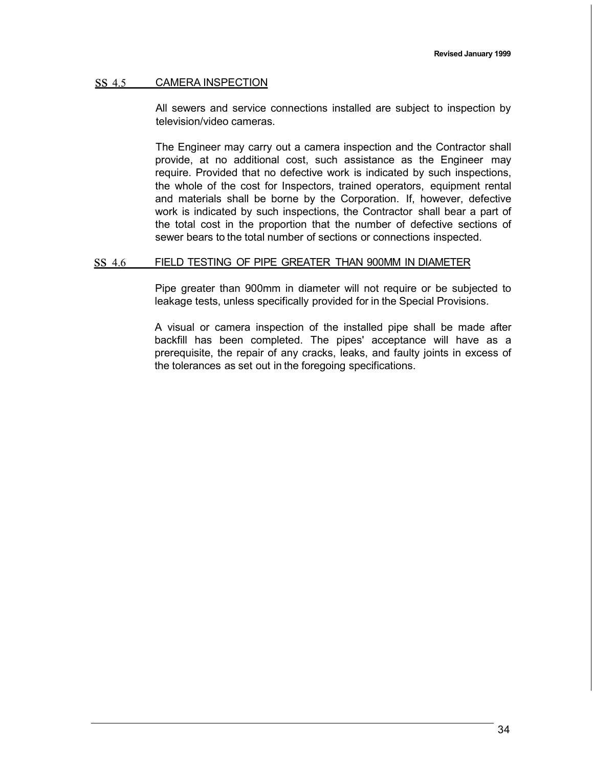## SS 4.5 CAMERA INSPECTION

All sewers and service connections installed are subject to inspection by television/video cameras.

The Engineer may carry out a camera inspection and the Contractor shall provide, at no additional cost, such assistance as the Engineer may require. Provided that no defective work is indicated by such inspections, the whole of the cost for Inspectors, trained operators, equipment rental and materials shall be borne by the Corporation. If, however, defective work is indicated by such inspections, the Contractor shall bear a part of the total cost in the proportion that the number of defective sections of sewer bears to the total number of sections or connections inspected.

## SS 4.6 FIELD TESTING OF PIPE GREATER THAN 900MM IN DIAMETER

Pipe greater than 900mm in diameter will not require or be subjected to leakage tests, unless specifically provided for in the Special Provisions.

A visual or camera inspection of the installed pipe shall be made after backfill has been completed. The pipes' acceptance will have as a prerequisite, the repair of any cracks, leaks, and faulty joints in excess of the tolerances as set out in the foregoing specifications.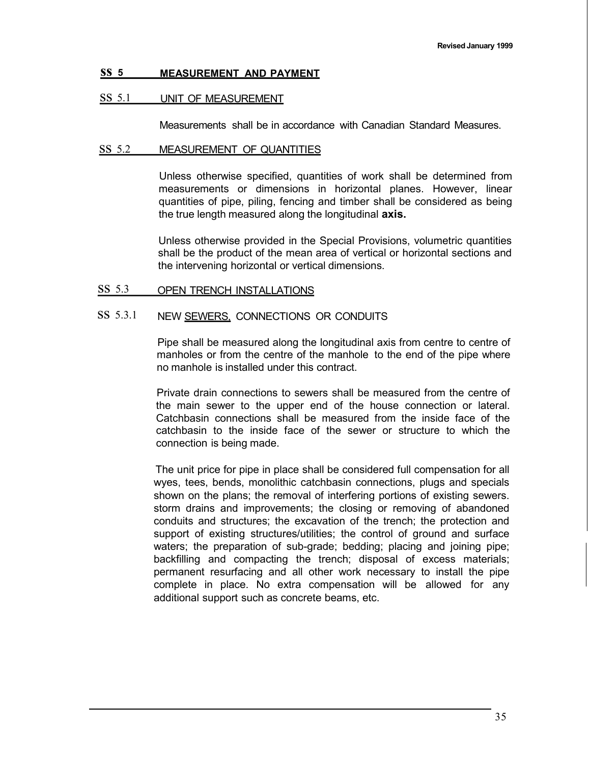Revised January 1999

## SS 5 MEASUREMENT AND PAYMENT

### SS 5.1 UNIT OF MEASUREMENT

Measurements shall be in accordance with Canadian Standard Measures.

### SS 5.2 MEASUREMENT OF QUANTITIES

Unless otherwise specified, quantities of work shall be determined from measurements or dimensions in horizontal planes. However, linear quantities of pipe, piling, fencing and timber shall be considered as being the true length measured along the longitudinal **axis.**

Unless otherwise provided in the Special Provisions, volumetric quantities shall be the product of the mean area of vertical or horizontal sections and the intervening horizontal or vertical dimensions.

### SS 5.3 OPEN TRENCH INSTALLATIONS

#### SS 5.3.1 NEW SEWERS, CONNECTIONS OR CONDUITS

Pipe shall be measured along the longitudinal axis from centre to centre of manholes or from the centre of the manhole to the end of the pipe where no manhole is installed under this contract.

Private drain connections to sewers shall be measured from the centre of the main sewer to the upper end of the house connection or lateral. Catchbasin connections shall be measured from the inside face of the catchbasin to the inside face of the sewer or structure to which the connection is being made.

The unit price for pipe in place shall be considered full compensation for all wyes, tees, bends, monolithic catchbasin connections, plugs and specials shown on the plans; the removal of interfering portions of existing sewers. storm drains and improvements; the closing or removing of abandoned conduits and structures; the excavation of the trench; the protection and support of existing structures/utilities; the control of ground and surface waters; the preparation of sub-grade; bedding; placing and joining pipe; backfilling and compacting the trench; disposal of excess materials; permanent resurfacing and all other work necessary to install the pipe complete in place. No extra compensation will be allowed for any additional support such as concrete beams, etc.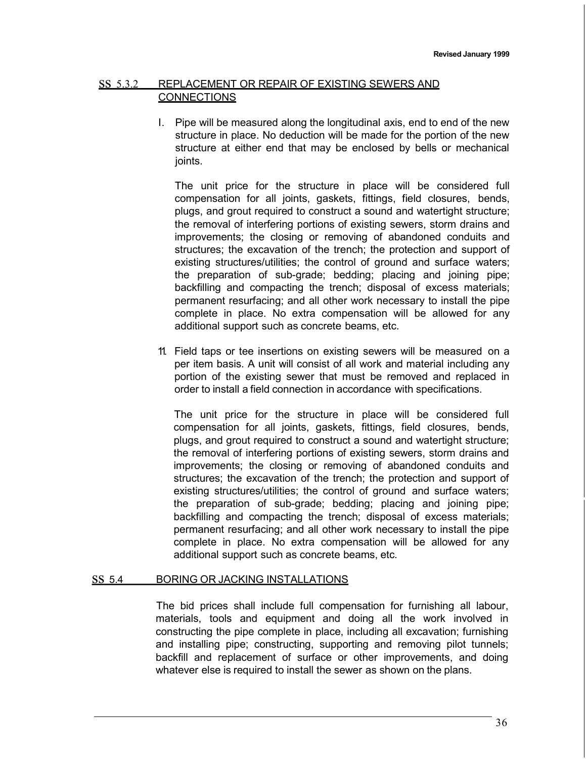Revised January 1999

## SS 5.3.2 REPLACEMENT OR REPAIR OF EXISTING SEWERS AND CONNECTIONS

I. Pipe will be measured along the longitudinal axis, end to end of the new structure in place. No deduction will be made for the portion of the new structure at either end that may be enclosed by bells or mechanical joints.

   The unit price for the structure in place will be considered full compensation for all joints, gaskets, fittings, field closures, bends, plugs, and grout required to construct a sound and watertight structure; the removal of interfering portions of existing sewers, storm drains and improvements; the closing or removing of abandoned conduits and structures; the excavation of the trench; the protection and support of existing structures/utilities; the control of ground and surface waters; the preparation of sub-grade; bedding; placing and joining pipe; backfilling and compacting the trench; disposal of excess materials; permanent resurfacing; and all other work necessary to install the pipe complete in place. No extra compensation will be allowed for any additional support such as concrete beams, etc.

II. Field taps or tee insertions on existing sewers will be measured on a per item basis. A unit will consist of all work and material including any portion of the existing sewer that must be removed and replaced in order to install a field connection in accordance with specifications.

   The unit price for the structure in place will be considered full compensation for all joints, gaskets, fittings, field closures, bends, plugs, and grout required to construct a sound and watertight structure; the removal of interfering portions of existing sewers, storm drains and improvements; the closing or removing of abandoned conduits and structures; the excavation of the trench; the protection and support of existing structures/utilities; the control of ground and surface waters; the preparation of sub-grade; bedding; placing and joining pipe; backfilling and compacting the trench; disposal of excess materials; permanent resurfacing; and all other work necessary to install the pipe complete in place. No extra compensation will be allowed for any additional support such as concrete beams, etc.

## SS 5.4 BORING OR JACKING INSTALLATIONS

The bid prices shall include full compensation for furnishing all labour, materials, tools and equipment and doing all the work involved in constructing the pipe complete in place, including all excavation; furnishing and installing pipe; constructing, supporting and removing pilot tunnels; backfill and replacement of surface or other improvements, and doing whatever else is required to install the sewer as shown on the plans.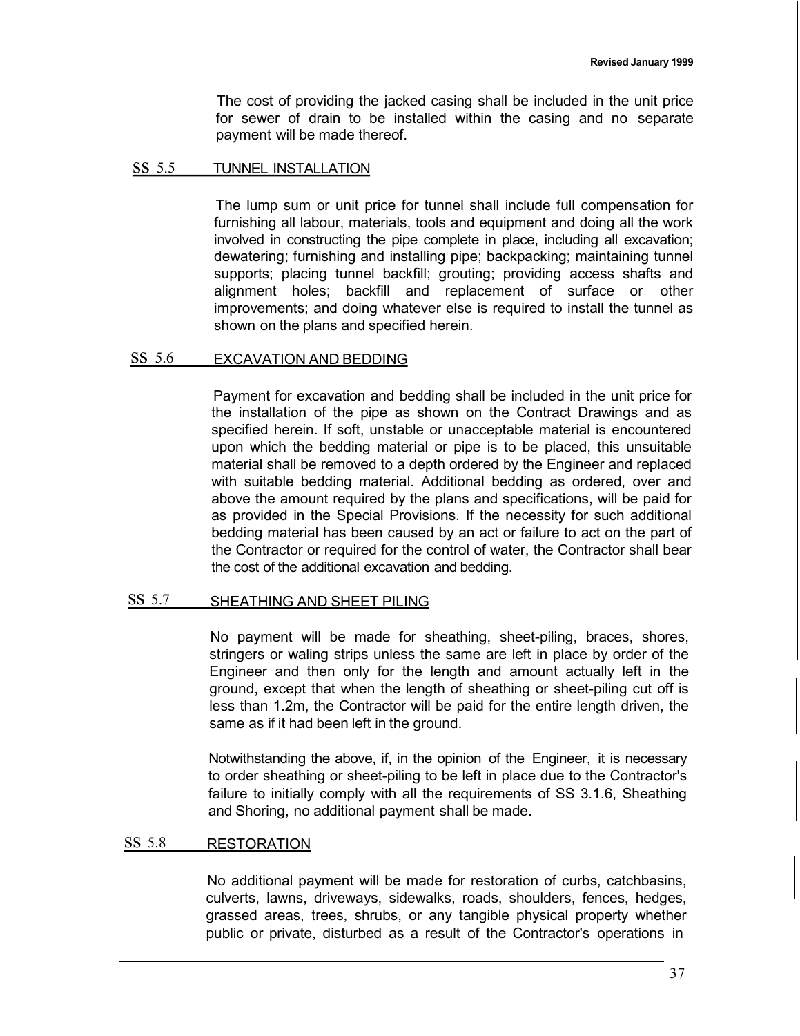The cost of providing the jacked casing shall be included in the unit price for sewer of drain to be installed within the casing and no separate payment will be made thereof.

## SS 5.5 TUNNEL INSTALLATION

The lump sum or unit price for tunnel shall include full compensation for furnishing all labour, materials, tools and equipment and doing all the work involved in constructing the pipe complete in place, including all excavation; dewatering; furnishing and installing pipe; backpacking; maintaining tunnel supports; placing tunnel backfill; grouting; providing access shafts and alignment holes; backfill and replacement of surface or other improvements; and doing whatever else is required to install the tunnel as shown on the plans and specified herein.

## SS 5.6 EXCAVATION AND BEDDING

Payment for excavation and bedding shall be included in the unit price for the installation of the pipe as shown on the Contract Drawings and as specified herein. If soft, unstable or unacceptable material is encountered upon which the bedding material or pipe is to be placed, this unsuitable material shall be removed to a depth ordered by the Engineer and replaced with suitable bedding material. Additional bedding as ordered, over and above the amount required by the plans and specifications, will be paid for as provided in the Special Provisions. If the necessity for such additional bedding material has been caused by an act or failure to act on the part of the Contractor or required for the control of water, the Contractor shall bear the cost of the additional excavation and bedding.

## SS 5.7 SHEATHING AND SHEET PILING

No payment will be made for sheathing, sheet-piling, braces, shores, stringers or waling strips unless the same are left in place by order of the Engineer and then only for the length and amount actually left in the ground, except that when the length of sheathing or sheet-piling cut off is less than 1.2m, the Contractor will be paid for the entire length driven, the same as if it had been left in the ground.

Notwithstanding the above, if, in the opinion of the Engineer, it is necessary to order sheathing or sheet-piling to be left in place due to the Contractor's failure to initially comply with all the requirements of SS 3.1.6, Sheathing and Shoring, no additional payment shall be made.

## SS 5.8 RESTORATION

No additional payment will be made for restoration of curbs, catchbasins, culverts, lawns, driveways, sidewalks, roads, shoulders, fences, hedges, grassed areas, trees, shrubs, or any tangible physical property whether public or private, disturbed as a result of the Contractor's operations in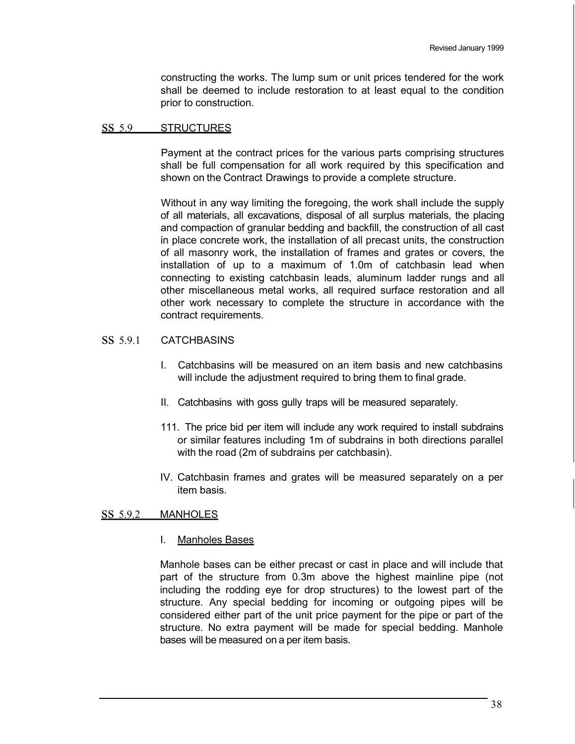constructing the works. The lump sum or unit prices tendered for the work shall be deemed to include restoration to at least equal to the condition prior to construction.

## SS 5.9 STRUCTURES

Payment at the contract prices for the various parts comprising structures shall be full compensation for all work required by this specification and shown on the Contract Drawings to provide a complete structure.

Without in any way limiting the foregoing, the work shall include the supply of all materials, all excavations, disposal of all surplus materials, the placing and compaction of granular bedding and backfill, the construction of all cast in place concrete work, the installation of all precast units, the construction of all masonry work, the installation of frames and grates or covers, the installation of up to a maximum of 1.0m of catchbasin lead when connecting to existing catchbasin leads, aluminum ladder rungs and all other miscellaneous metal works, all required surface restoration and all other work necessary to complete the structure in accordance with the contract requirements.

### SS 5.9.1 CATCHBASINS

I. Catchbasins will be measured on an item basis and new catchbasins will include the adjustment required to bring them to final grade.

II. Catchbasins with goss gully traps will be measured separately.

111. The price bid per item will include any work required to install subdrains or similar features including 1m of subdrains in both directions parallel with the road (2m of subdrains per catchbasin).

IV. Catchbasin frames and grates will be measured separately on a per item basis.

### SS 5.9.2 MANHOLES

I. Manholes Bases

Manhole bases can be either precast or cast in place and will include that part of the structure from 0.3m above the highest mainline pipe (not including the rodding eye for drop structures) to the lowest part of the structure. Any special bedding for incoming or outgoing pipes will be considered either part of the unit price payment for the pipe or part of the structure. No extra payment will be made for special bedding. Manhole bases will be measured on a per item basis.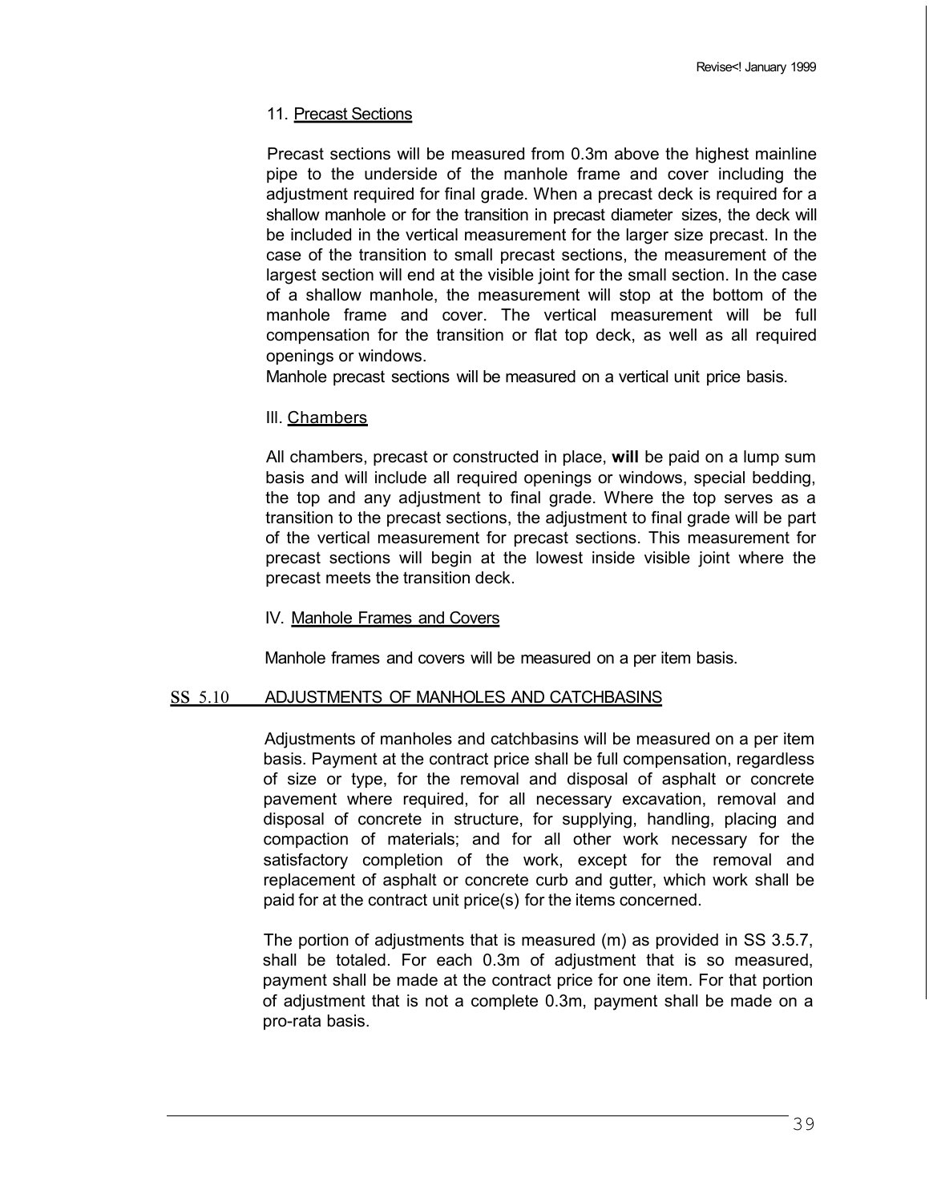11. Precast Sections

Precast sections will be measured from 0.3m above the highest mainline pipe to the underside of the manhole frame and cover including the adjustment required for final grade. When a precast deck is required for a shallow manhole or for the transition in precast diameter sizes, the deck will be included in the vertical measurement for the larger size precast. In the case of the transition to small precast sections, the measurement of the largest section will end at the visible joint for the small section. In the case of a shallow manhole, the measurement will stop at the bottom of the manhole frame and cover. The vertical measurement will be full compensation for the transition or flat top deck, as well as all required openings or windows.

Manhole precast sections will be measured on a vertical unit price basis.

Ill. Chambers

All chambers, precast or constructed in place, **will** be paid on a lump sum basis and will include all required openings or windows, special bedding, the top and any adjustment to final grade. Where the top serves as a transition to the precast sections, the adjustment to final grade will be part of the vertical measurement for precast sections. This measurement for precast sections will begin at the lowest inside visible joint where the precast meets the transition deck.

IV. Manhole Frames and Covers

Manhole frames and covers will be measured on a per item basis.

## SS 5.10 ADJUSTMENTS OF MANHOLES AND CATCHBASINS

Adjustments of manholes and catchbasins will be measured on a per item basis. Payment at the contract price shall be full compensation, regardless of size or type, for the removal and disposal of asphalt or concrete pavement where required, for all necessary excavation, removal and disposal of concrete in structure, for supplying, handling, placing and compaction of materials; and for all other work necessary for the satisfactory completion of the work, except for the removal and replacement of asphalt or concrete curb and gutter, which work shall be paid for at the contract unit price(s) for the items concerned.

The portion of adjustments that is measured (m) as provided in SS 3.5.7, shall be totaled. For each 0.3m of adjustment that is so measured, payment shall be made at the contract price for one item. For that portion of adjustment that is not a complete 0.3m, payment shall be made on a pro-rata basis.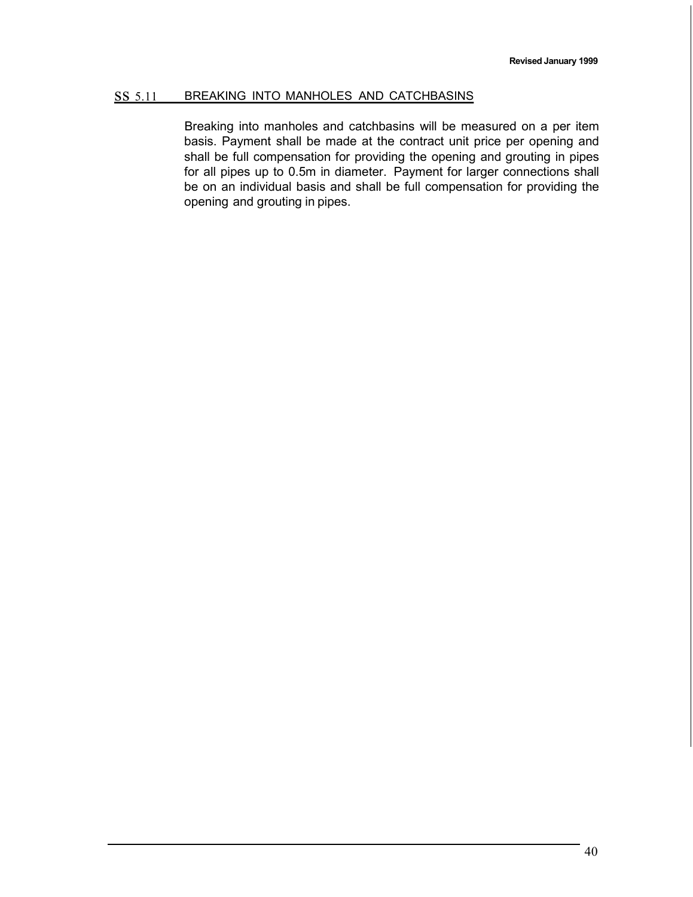## SS 5.11 BREAKING INTO MANHOLES AND CATCHBASINS

Breaking into manholes and catchbasins will be measured on a per item basis. Payment shall be made at the contract unit price per opening and shall be full compensation for providing the opening and grouting in pipes for all pipes up to 0.5m in diameter. Payment for larger connections shall be on an individual basis and shall be full compensation for providing the opening and grouting in pipes.